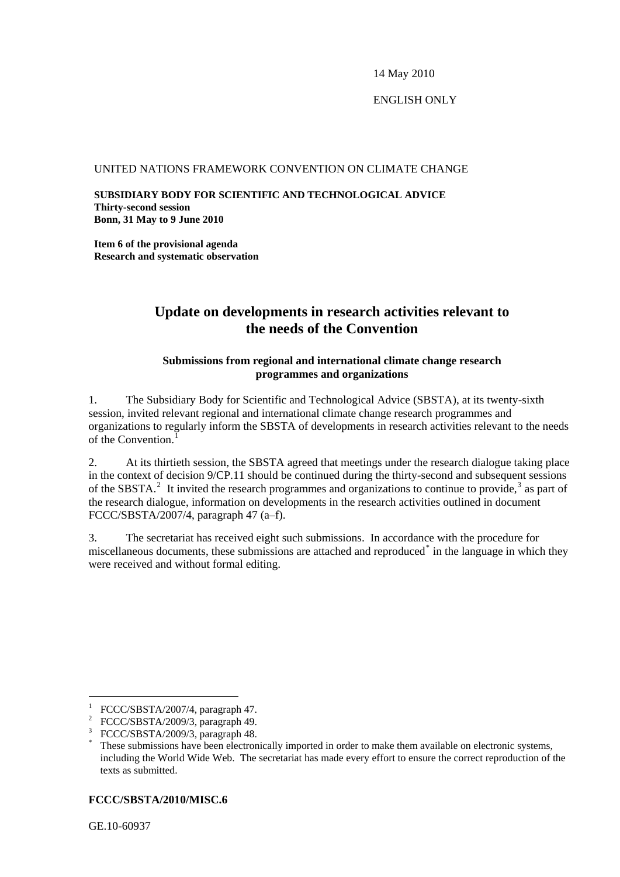14 May 2010

ENGLISH ONLY

UNITED NATIONS FRAMEWORK CONVENTION ON CLIMATE CHANGE

**SUBSIDIARY BODY FOR SCIENTIFIC AND TECHNOLOGICAL ADVICE**
**Thirty-second session**
**Bonn, 31 May to 9 June 2010**

**Item 6 of the provisional agenda**
**Research and systematic observation**

# Update on developments in research activities relevant to the needs of the Convention

### Submissions from regional and international climate change research programmes and organizations

1. The Subsidiary Body for Scientific and Technological Advice (SBSTA), at its twenty-sixth session, invited relevant regional and international climate change research programmes and organizations to regularly inform the SBSTA of developments in research activities relevant to the needs of the Convention.[1]

2. At its thirtieth session, the SBSTA agreed that meetings under the research dialogue taking place in the context of decision 9/CP.11 should be continued during the thirty-second and subsequent sessions of the SBSTA.[2] It invited the research programmes and organizations to continue to provide,[3] as part of the research dialogue, information on developments in the research activities outlined in document FCCC/SBSTA/2007/4, paragraph 47 (a–f).

3. The secretariat has received eight such submissions. In accordance with the procedure for miscellaneous documents, these submissions are attached and reproduced[*] in the language in which they were received and without formal editing.

---

[1] FCCC/SBSTA/2007/4, paragraph 47.
[2] FCCC/SBSTA/2009/3, paragraph 49.
[3] FCCC/SBSTA/2009/3, paragraph 48.
[*] These submissions have been electronically imported in order to make them available on electronic systems, including the World Wide Web. The secretariat has made every effort to ensure the correct reproduction of the texts as submitted.

**FCCC/SBSTA/2010/MISC.6**

GE.10-60937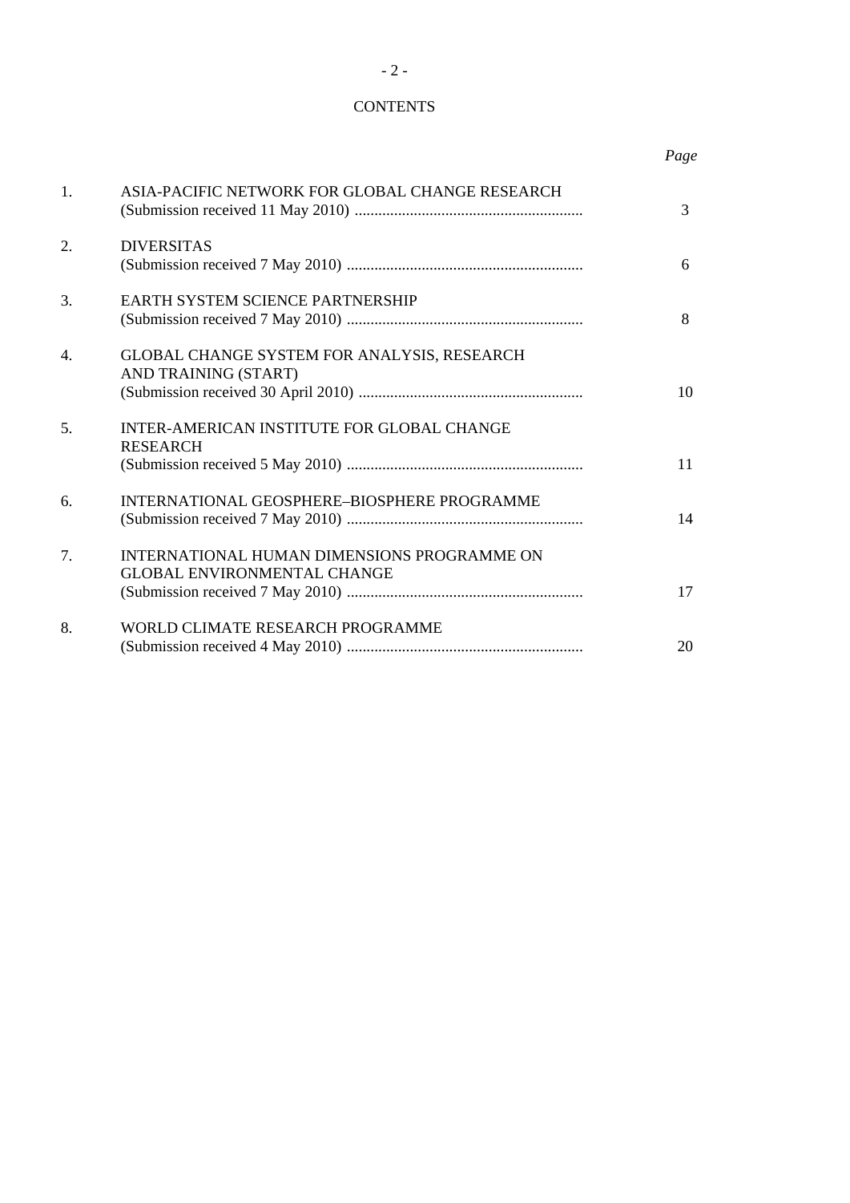# CONTENTS

| | | *Page* |
|---|---|---|
| 1. | ASIA-PACIFIC NETWORK FOR GLOBAL CHANGE RESEARCH (Submission received 11 May 2010) | 3 |
| 2. | DIVERSITAS (Submission received 7 May 2010) | 6 |
| 3. | EARTH SYSTEM SCIENCE PARTNERSHIP (Submission received 7 May 2010) | 8 |
| 4. | GLOBAL CHANGE SYSTEM FOR ANALYSIS, RESEARCH AND TRAINING (START) (Submission received 30 April 2010) | 10 |
| 5. | INTER-AMERICAN INSTITUTE FOR GLOBAL CHANGE RESEARCH (Submission received 5 May 2010) | 11 |
| 6. | INTERNATIONAL GEOSPHERE–BIOSPHERE PROGRAMME (Submission received 7 May 2010) | 14 |
| 7. | INTERNATIONAL HUMAN DIMENSIONS PROGRAMME ON GLOBAL ENVIRONMENTAL CHANGE (Submission received 7 May 2010) | 17 |
| 8. | WORLD CLIMATE RESEARCH PROGRAMME (Submission received 4 May 2010) | 20 |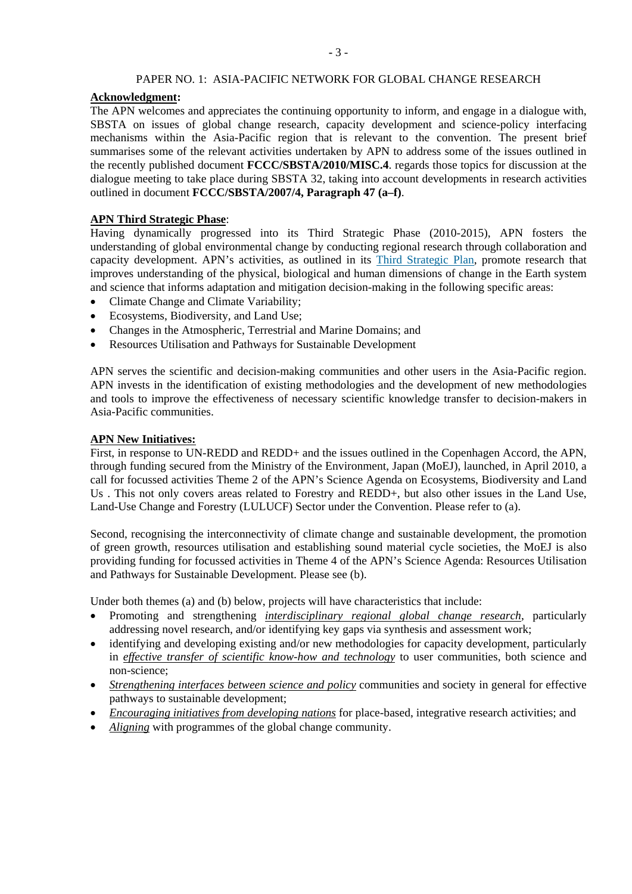PAPER NO. 1: ASIA-PACIFIC NETWORK FOR GLOBAL CHANGE RESEARCH

**Acknowledgment:**

The APN welcomes and appreciates the continuing opportunity to inform, and engage in a dialogue with, SBSTA on issues of global change research, capacity development and science-policy interfacing mechanisms within the Asia-Pacific region that is relevant to the convention. The present brief summarises some of the relevant activities undertaken by APN to address some of the issues outlined in the recently published document **FCCC/SBSTA/2010/MISC.4**. regards those topics for discussion at the dialogue meeting to take place during SBSTA 32, taking into account developments in research activities outlined in document **FCCC/SBSTA/2007/4, Paragraph 47 (a–f)**.

**APN Third Strategic Phase**:

Having dynamically progressed into its Third Strategic Phase (2010-2015), APN fosters the understanding of global environmental change by conducting regional research through collaboration and capacity development. APN's activities, as outlined in its Third Strategic Plan, promote research that improves understanding of the physical, biological and human dimensions of change in the Earth system and science that informs adaptation and mitigation decision-making in the following specific areas:

- Climate Change and Climate Variability;
- Ecosystems, Biodiversity, and Land Use;
- Changes in the Atmospheric, Terrestrial and Marine Domains; and
- Resources Utilisation and Pathways for Sustainable Development

APN serves the scientific and decision-making communities and other users in the Asia-Pacific region. APN invests in the identification of existing methodologies and the development of new methodologies and tools to improve the effectiveness of necessary scientific knowledge transfer to decision-makers in Asia-Pacific communities.

**APN New Initiatives:**

First, in response to UN-REDD and REDD+ and the issues outlined in the Copenhagen Accord, the APN, through funding secured from the Ministry of the Environment, Japan (MoEJ), launched, in April 2010, a call for focussed activities Theme 2 of the APN's Science Agenda on Ecosystems, Biodiversity and Land Us . This not only covers areas related to Forestry and REDD+, but also other issues in the Land Use, Land-Use Change and Forestry (LULUCF) Sector under the Convention. Please refer to (a).

Second, recognising the interconnectivity of climate change and sustainable development, the promotion of green growth, resources utilisation and establishing sound material cycle societies, the MoEJ is also providing funding for focussed activities in Theme 4 of the APN's Science Agenda: Resources Utilisation and Pathways for Sustainable Development. Please see (b).

Under both themes (a) and (b) below, projects will have characteristics that include:

- Promoting and strengthening *interdisciplinary regional global change research*, particularly addressing novel research, and/or identifying key gaps via synthesis and assessment work;
- identifying and developing existing and/or new methodologies for capacity development, particularly in *effective transfer of scientific know-how and technology* to user communities, both science and non-science;
- *Strengthening interfaces between science and policy* communities and society in general for effective pathways to sustainable development;
- *Encouraging initiatives from developing nations* for place-based, integrative research activities; and
- *Aligning* with programmes of the global change community.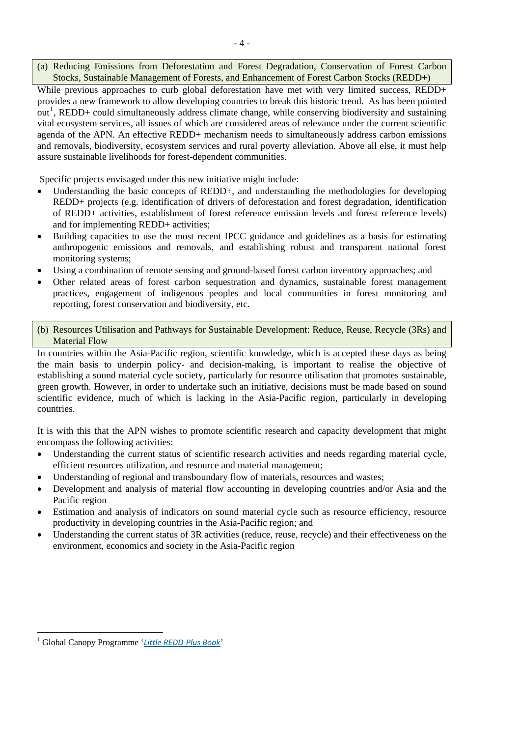### (a) Reducing Emissions from Deforestation and Forest Degradation, Conservation of Forest Carbon Stocks, Sustainable Management of Forests, and Enhancement of Forest Carbon Stocks (REDD+)

While previous approaches to curb global deforestation have met with very limited success, REDD+ provides a new framework to allow developing countries to break this historic trend. As has been pointed out[1], REDD+ could simultaneously address climate change, while conserving biodiversity and sustaining vital ecosystem services, all issues of which are considered areas of relevance under the current scientific agenda of the APN. An effective REDD+ mechanism needs to simultaneously address carbon emissions and removals, biodiversity, ecosystem services and rural poverty alleviation. Above all else, it must help assure sustainable livelihoods for forest-dependent communities.

Specific projects envisaged under this new initiative might include:

- Understanding the basic concepts of REDD+, and understanding the methodologies for developing REDD+ projects (e.g. identification of drivers of deforestation and forest degradation, identification of REDD+ activities, establishment of forest reference emission levels and forest reference levels) and for implementing REDD+ activities;
- Building capacities to use the most recent IPCC guidance and guidelines as a basis for estimating anthropogenic emissions and removals, and establishing robust and transparent national forest monitoring systems;
- Using a combination of remote sensing and ground-based forest carbon inventory approaches; and
- Other related areas of forest carbon sequestration and dynamics, sustainable forest management practices, engagement of indigenous peoples and local communities in forest monitoring and reporting, forest conservation and biodiversity, etc.

### (b) Resources Utilisation and Pathways for Sustainable Development: Reduce, Reuse, Recycle (3Rs) and Material Flow

In countries within the Asia-Pacific region, scientific knowledge, which is accepted these days as being the main basis to underpin policy- and decision-making, is important to realise the objective of establishing a sound material cycle society, particularly for resource utilisation that promotes sustainable, green growth. However, in order to undertake such an initiative, decisions must be made based on sound scientific evidence, much of which is lacking in the Asia-Pacific region, particularly in developing countries.

It is with this that the APN wishes to promote scientific research and capacity development that might encompass the following activities:

- Understanding the current status of scientific research activities and needs regarding material cycle, efficient resources utilization, and resource and material management;
- Understanding of regional and transboundary flow of materials, resources and wastes;
- Development and analysis of material flow accounting in developing countries and/or Asia and the Pacific region
- Estimation and analysis of indicators on sound material cycle such as resource efficiency, resource productivity in developing countries in the Asia-Pacific region; and
- Understanding the current status of 3R activities (reduce, reuse, recycle) and their effectiveness on the environment, economics and society in the Asia-Pacific region

---

[1] Global Canopy Programme '*Little REDD-Plus Book*'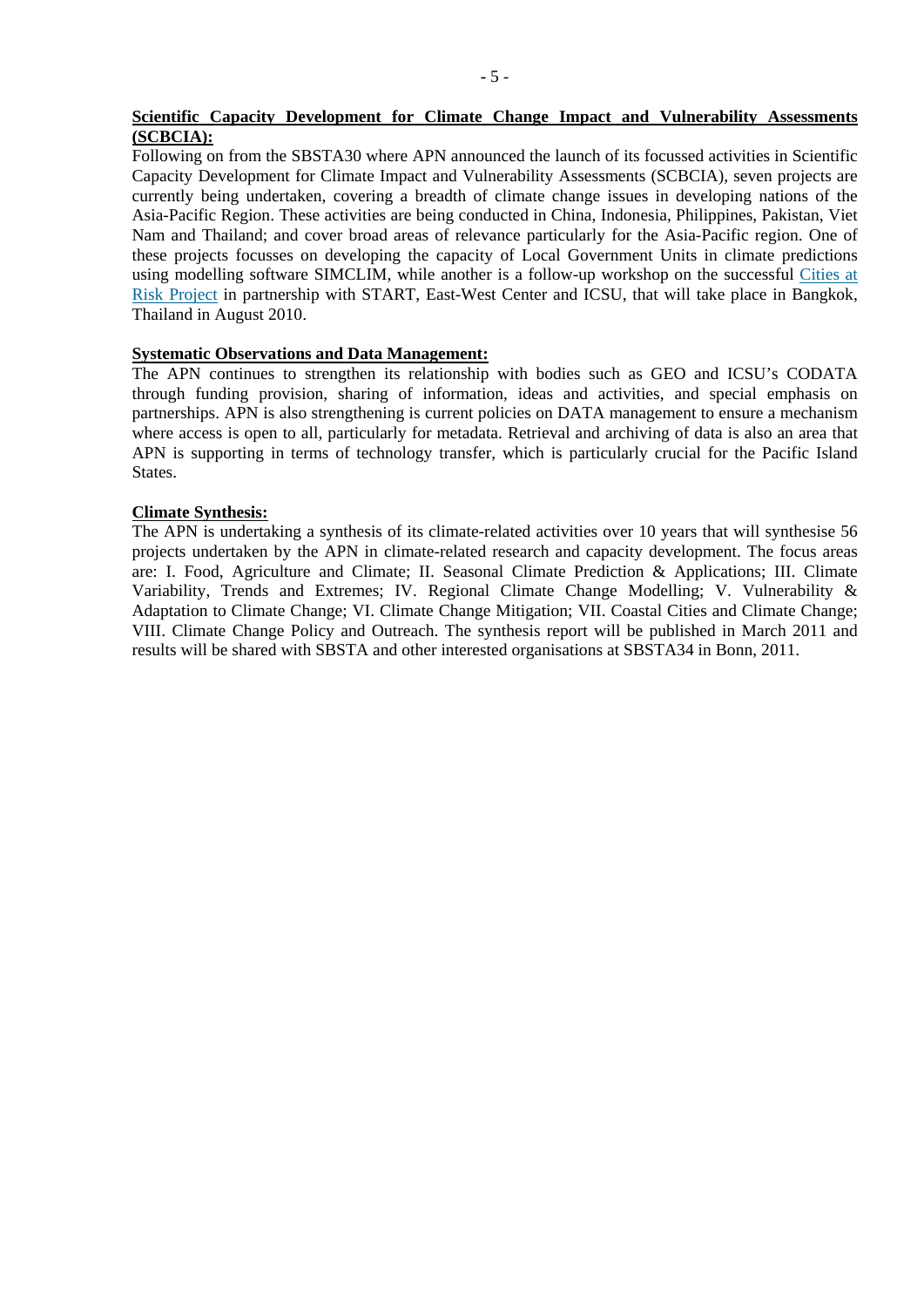**Scientific Capacity Development for Climate Change Impact and Vulnerability Assessments (SCBCIA):**

Following on from the SBSTA30 where APN announced the launch of its focussed activities in Scientific Capacity Development for Climate Impact and Vulnerability Assessments (SCBCIA), seven projects are currently being undertaken, covering a breadth of climate change issues in developing nations of the Asia-Pacific Region. These activities are being conducted in China, Indonesia, Philippines, Pakistan, Viet Nam and Thailand; and cover broad areas of relevance particularly for the Asia-Pacific region. One of these projects focusses on developing the capacity of Local Government Units in climate predictions using modelling software SIMCLIM, while another is a follow-up workshop on the successful Cities at Risk Project in partnership with START, East-West Center and ICSU, that will take place in Bangkok, Thailand in August 2010.

**Systematic Observations and Data Management:**

The APN continues to strengthen its relationship with bodies such as GEO and ICSU's CODATA through funding provision, sharing of information, ideas and activities, and special emphasis on partnerships. APN is also strengthening is current policies on DATA management to ensure a mechanism where access is open to all, particularly for metadata. Retrieval and archiving of data is also an area that APN is supporting in terms of technology transfer, which is particularly crucial for the Pacific Island States.

**Climate Synthesis:**

The APN is undertaking a synthesis of its climate-related activities over 10 years that will synthesise 56 projects undertaken by the APN in climate-related research and capacity development. The focus areas are: I. Food, Agriculture and Climate; II. Seasonal Climate Prediction & Applications; III. Climate Variability, Trends and Extremes; IV. Regional Climate Change Modelling; V. Vulnerability & Adaptation to Climate Change; VI. Climate Change Mitigation; VII. Coastal Cities and Climate Change; VIII. Climate Change Policy and Outreach. The synthesis report will be published in March 2011 and results will be shared with SBSTA and other interested organisations at SBSTA34 in Bonn, 2011.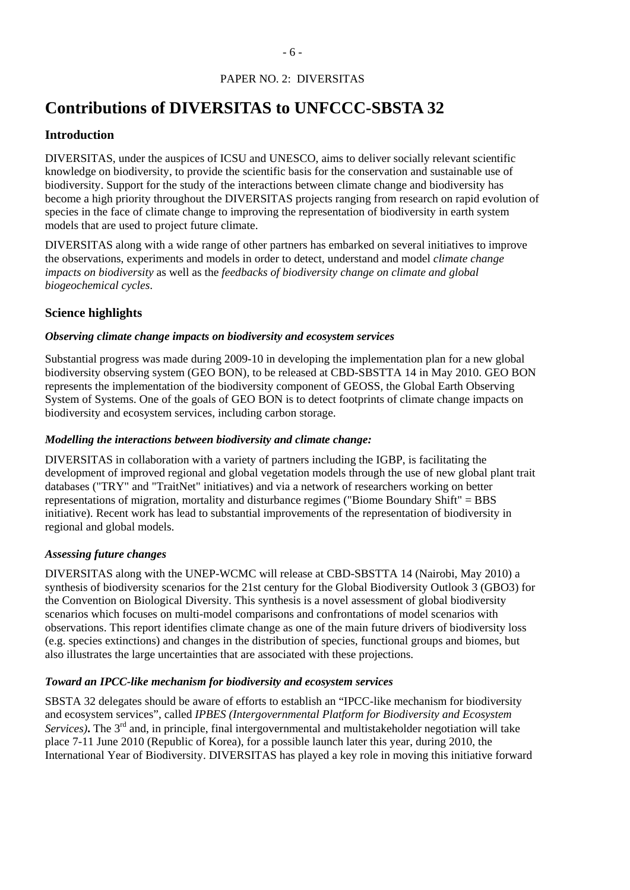PAPER NO. 2: DIVERSITAS

# Contributions of DIVERSITAS to UNFCCC-SBSTA 32

## Introduction

DIVERSITAS, under the auspices of ICSU and UNESCO, aims to deliver socially relevant scientific knowledge on biodiversity, to provide the scientific basis for the conservation and sustainable use of biodiversity. Support for the study of the interactions between climate change and biodiversity has become a high priority throughout the DIVERSITAS projects ranging from research on rapid evolution of species in the face of climate change to improving the representation of biodiversity in earth system models that are used to project future climate.

DIVERSITAS along with a wide range of other partners has embarked on several initiatives to improve the observations, experiments and models in order to detect, understand and model *climate change impacts on biodiversity* as well as the *feedbacks of biodiversity change on climate and global biogeochemical cycles*.

## Science highlights

### *Observing climate change impacts on biodiversity and ecosystem services*

Substantial progress was made during 2009-10 in developing the implementation plan for a new global biodiversity observing system (GEO BON), to be released at CBD-SBSTTA 14 in May 2010. GEO BON represents the implementation of the biodiversity component of GEOSS, the Global Earth Observing System of Systems. One of the goals of GEO BON is to detect footprints of climate change impacts on biodiversity and ecosystem services, including carbon storage.

### *Modelling the interactions between biodiversity and climate change:*

DIVERSITAS in collaboration with a variety of partners including the IGBP, is facilitating the development of improved regional and global vegetation models through the use of new global plant trait databases ("TRY" and "TraitNet" initiatives) and via a network of researchers working on better representations of migration, mortality and disturbance regimes ("Biome Boundary Shift" = BBS initiative). Recent work has lead to substantial improvements of the representation of biodiversity in regional and global models.

### *Assessing future changes*

DIVERSITAS along with the UNEP-WCMC will release at CBD-SBSTTA 14 (Nairobi, May 2010) a synthesis of biodiversity scenarios for the 21st century for the Global Biodiversity Outlook 3 (GBO3) for the Convention on Biological Diversity. This synthesis is a novel assessment of global biodiversity scenarios which focuses on multi-model comparisons and confrontations of model scenarios with observations. This report identifies climate change as one of the main future drivers of biodiversity loss (e.g. species extinctions) and changes in the distribution of species, functional groups and biomes, but also illustrates the large uncertainties that are associated with these projections.

### *Toward an IPCC-like mechanism for biodiversity and ecosystem services*

SBSTA 32 delegates should be aware of efforts to establish an "IPCC-like mechanism for biodiversity and ecosystem services", called *IPBES (Intergovernmental Platform for Biodiversity and Ecosystem Services)***.** The 3rd and, in principle, final intergovernmental and multistakeholder negotiation will take place 7-11 June 2010 (Republic of Korea), for a possible launch later this year, during 2010, the International Year of Biodiversity. DIVERSITAS has played a key role in moving this initiative forward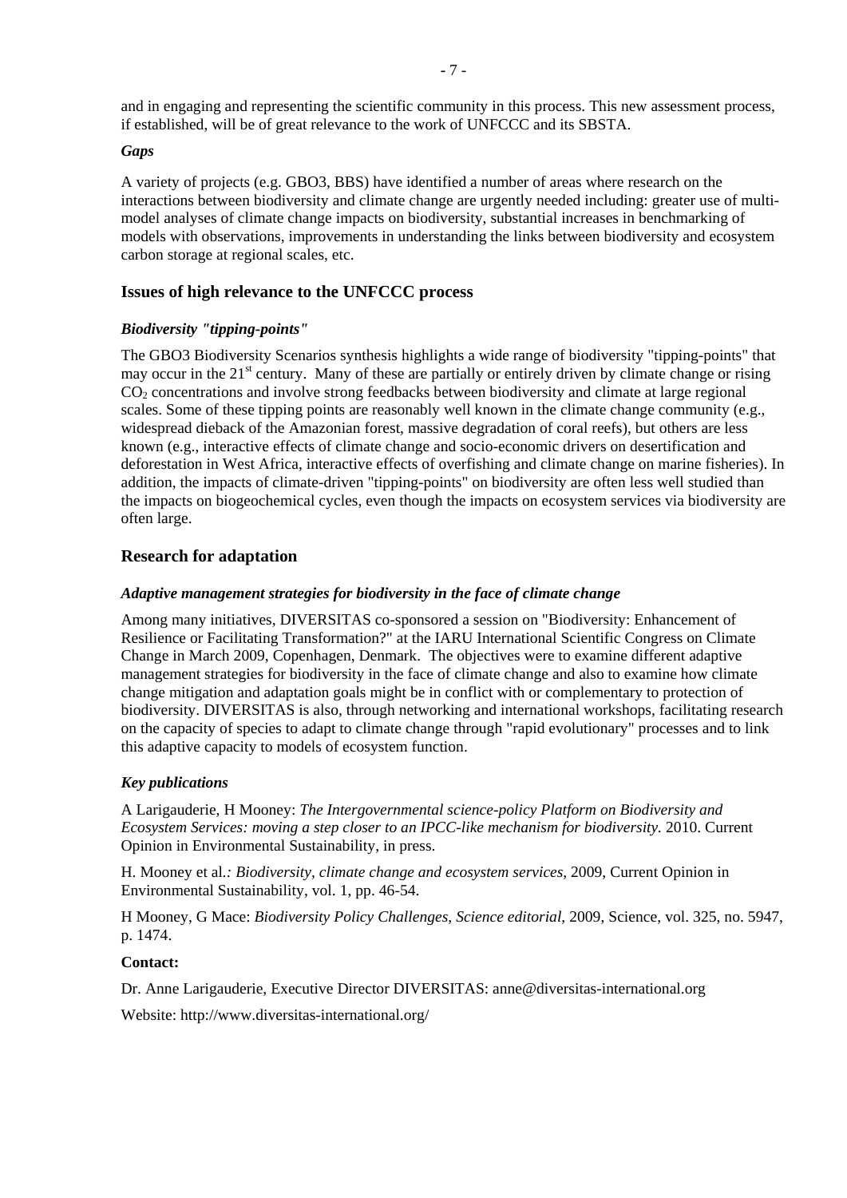and in engaging and representing the scientific community in this process. This new assessment process, if established, will be of great relevance to the work of UNFCCC and its SBSTA.

### *Gaps*

A variety of projects (e.g. GBO3, BBS) have identified a number of areas where research on the interactions between biodiversity and climate change are urgently needed including: greater use of multi-model analyses of climate change impacts on biodiversity, substantial increases in benchmarking of models with observations, improvements in understanding the links between biodiversity and ecosystem carbon storage at regional scales, etc.

## Issues of high relevance to the UNFCCC process

### *Biodiversity "tipping-points"*

The GBO3 Biodiversity Scenarios synthesis highlights a wide range of biodiversity "tipping-points" that may occur in the 21st century. Many of these are partially or entirely driven by climate change or rising $CO_2$ concentrations and involve strong feedbacks between biodiversity and climate at large regional scales. Some of these tipping points are reasonably well known in the climate change community (e.g., widespread dieback of the Amazonian forest, massive degradation of coral reefs), but others are less known (e.g., interactive effects of climate change and socio-economic drivers on desertification and deforestation in West Africa, interactive effects of overfishing and climate change on marine fisheries). In addition, the impacts of climate-driven "tipping-points" on biodiversity are often less well studied than the impacts on biogeochemical cycles, even though the impacts on ecosystem services via biodiversity are often large.

## Research for adaptation

### *Adaptive management strategies for biodiversity in the face of climate change*

Among many initiatives, DIVERSITAS co-sponsored a session on "Biodiversity: Enhancement of Resilience or Facilitating Transformation?" at the IARU International Scientific Congress on Climate Change in March 2009, Copenhagen, Denmark. The objectives were to examine different adaptive management strategies for biodiversity in the face of climate change and also to examine how climate change mitigation and adaptation goals might be in conflict with or complementary to protection of biodiversity. DIVERSITAS is also, through networking and international workshops, facilitating research on the capacity of species to adapt to climate change through "rapid evolutionary" processes and to link this adaptive capacity to models of ecosystem function.

### *Key publications*

A Larigauderie, H Mooney: *The Intergovernmental science-policy Platform on Biodiversity and Ecosystem Services: moving a step closer to an IPCC-like mechanism for biodiversity.* 2010. Current Opinion in Environmental Sustainability, in press.

H. Mooney et al.*: Biodiversity, climate change and ecosystem services*, 2009, Current Opinion in Environmental Sustainability, vol. 1, pp. 46-54.

H Mooney, G Mace: *Biodiversity Policy Challenges, Science editorial*, 2009, Science, vol. 325, no. 5947, p. 1474.

**Contact:**

Dr. Anne Larigauderie, Executive Director DIVERSITAS: anne@diversitas-international.org

Website: http://www.diversitas-international.org/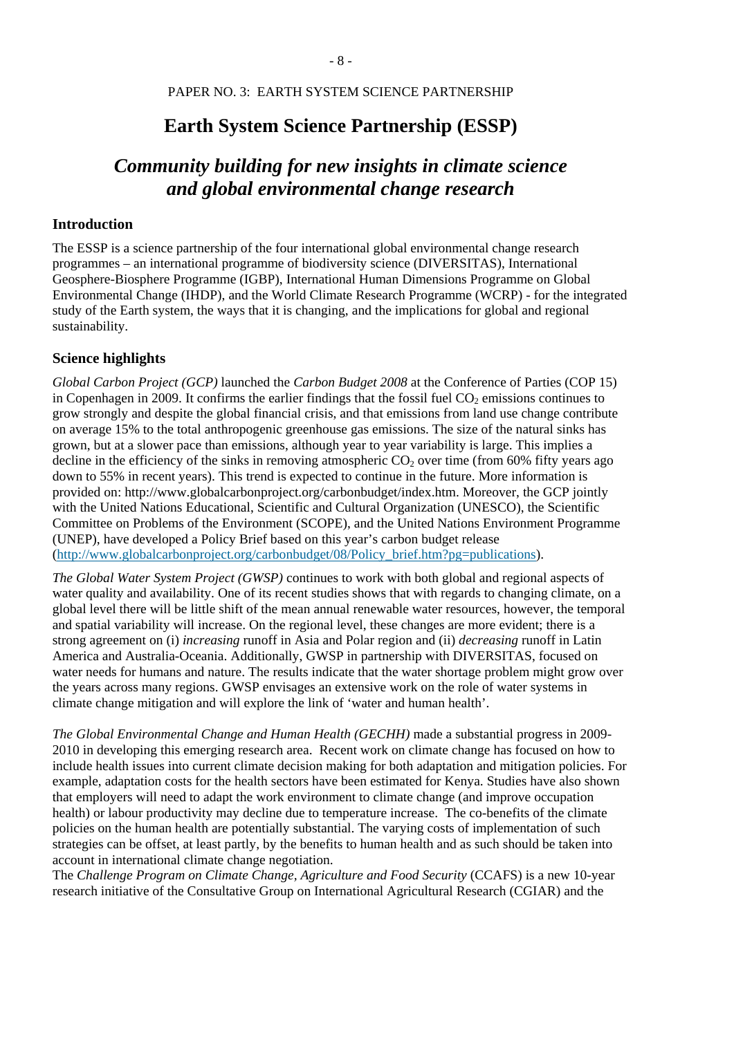PAPER NO. 3: EARTH SYSTEM SCIENCE PARTNERSHIP

# Earth System Science Partnership (ESSP)

## *Community building for new insights in climate science and global environmental change research*

### Introduction

The ESSP is a science partnership of the four international global environmental change research programmes – an international programme of biodiversity science (DIVERSITAS), International Geosphere-Biosphere Programme (IGBP), International Human Dimensions Programme on Global Environmental Change (IHDP), and the World Climate Research Programme (WCRP) - for the integrated study of the Earth system, the ways that it is changing, and the implications for global and regional sustainability.

### Science highlights

*Global Carbon Project (GCP)* launched the *Carbon Budget 2008* at the Conference of Parties (COP 15) in Copenhagen in 2009. It confirms the earlier findings that the fossil fuel $CO_2$ emissions continues to grow strongly and despite the global financial crisis, and that emissions from land use change contribute on average 15% to the total anthropogenic greenhouse gas emissions. The size of the natural sinks has grown, but at a slower pace than emissions, although year to year variability is large. This implies a decline in the efficiency of the sinks in removing atmospheric $CO_2$ over time (from 60% fifty years ago down to 55% in recent years). This trend is expected to continue in the future. More information is provided on: http://www.globalcarbonproject.org/carbonbudget/index.htm. Moreover, the GCP jointly with the United Nations Educational, Scientific and Cultural Organization (UNESCO), the Scientific Committee on Problems of the Environment (SCOPE), and the United Nations Environment Programme (UNEP), have developed a Policy Brief based on this year's carbon budget release (http://www.globalcarbonproject.org/carbonbudget/08/Policy_brief.htm?pg=publications).

*The Global Water System Project (GWSP)* continues to work with both global and regional aspects of water quality and availability. One of its recent studies shows that with regards to changing climate, on a global level there will be little shift of the mean annual renewable water resources, however, the temporal and spatial variability will increase. On the regional level, these changes are more evident; there is a strong agreement on (i) *increasing* runoff in Asia and Polar region and (ii) *decreasing* runoff in Latin America and Australia-Oceania. Additionally, GWSP in partnership with DIVERSITAS, focused on water needs for humans and nature. The results indicate that the water shortage problem might grow over the years across many regions. GWSP envisages an extensive work on the role of water systems in climate change mitigation and will explore the link of 'water and human health'.

*The Global Environmental Change and Human Health (GECHH)* made a substantial progress in 2009-2010 in developing this emerging research area. Recent work on climate change has focused on how to include health issues into current climate decision making for both adaptation and mitigation policies. For example, adaptation costs for the health sectors have been estimated for Kenya. Studies have also shown that employers will need to adapt the work environment to climate change (and improve occupation health) or labour productivity may decline due to temperature increase. The co-benefits of the climate policies on the human health are potentially substantial. The varying costs of implementation of such strategies can be offset, at least partly, by the benefits to human health and as such should be taken into account in international climate change negotiation.

The *Challenge Program on Climate Change, Agriculture and Food Security* (CCAFS) is a new 10-year research initiative of the Consultative Group on International Agricultural Research (CGIAR) and the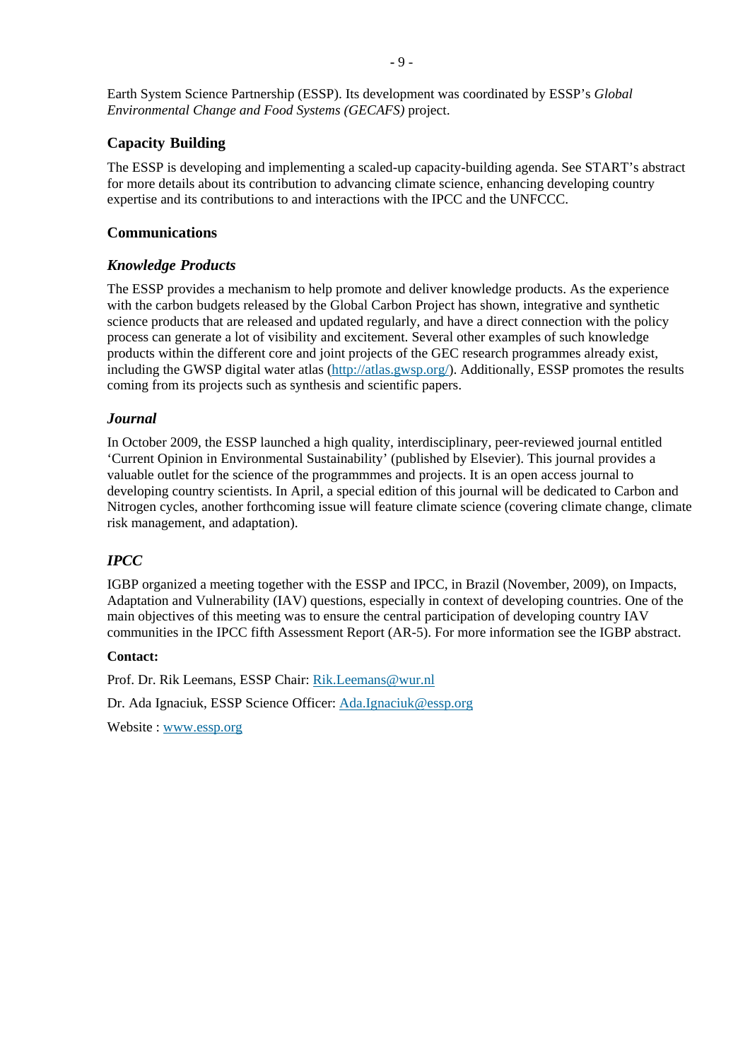Earth System Science Partnership (ESSP). Its development was coordinated by ESSP's *Global Environmental Change and Food Systems (GECAFS)* project.

## Capacity Building

The ESSP is developing and implementing a scaled-up capacity-building agenda. See START's abstract for more details about its contribution to advancing climate science, enhancing developing country expertise and its contributions to and interactions with the IPCC and the UNFCCC.

## Communications

### *Knowledge Products*

The ESSP provides a mechanism to help promote and deliver knowledge products. As the experience with the carbon budgets released by the Global Carbon Project has shown, integrative and synthetic science products that are released and updated regularly, and have a direct connection with the policy process can generate a lot of visibility and excitement. Several other examples of such knowledge products within the different core and joint projects of the GEC research programmes already exist, including the GWSP digital water atlas (http://atlas.gwsp.org/). Additionally, ESSP promotes the results coming from its projects such as synthesis and scientific papers.

### *Journal*

In October 2009, the ESSP launched a high quality, interdisciplinary, peer-reviewed journal entitled 'Current Opinion in Environmental Sustainability' (published by Elsevier). This journal provides a valuable outlet for the science of the programmmes and projects. It is an open access journal to developing country scientists. In April, a special edition of this journal will be dedicated to Carbon and Nitrogen cycles, another forthcoming issue will feature climate science (covering climate change, climate risk management, and adaptation).

### *IPCC*

IGBP organized a meeting together with the ESSP and IPCC, in Brazil (November, 2009), on Impacts, Adaptation and Vulnerability (IAV) questions, especially in context of developing countries. One of the main objectives of this meeting was to ensure the central participation of developing country IAV communities in the IPCC fifth Assessment Report (AR-5). For more information see the IGBP abstract.

**Contact:**

Prof. Dr. Rik Leemans, ESSP Chair: Rik.Leemans@wur.nl

Dr. Ada Ignaciuk, ESSP Science Officer: Ada.Ignaciuk@essp.org

Website : www.essp.org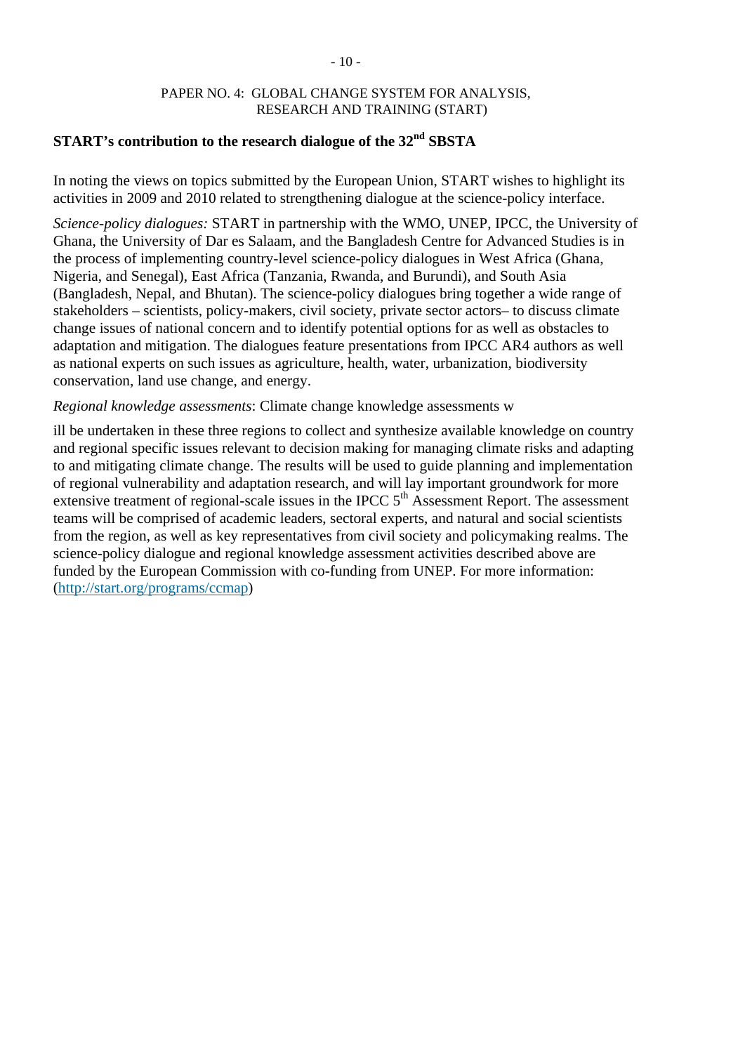PAPER NO. 4: GLOBAL CHANGE SYSTEM FOR ANALYSIS, RESEARCH AND TRAINING (START)

## START's contribution to the research dialogue of the 32nd SBSTA

In noting the views on topics submitted by the European Union, START wishes to highlight its activities in 2009 and 2010 related to strengthening dialogue at the science-policy interface.

*Science-policy dialogues:* START in partnership with the WMO, UNEP, IPCC, the University of Ghana, the University of Dar es Salaam, and the Bangladesh Centre for Advanced Studies is in the process of implementing country-level science-policy dialogues in West Africa (Ghana, Nigeria, and Senegal), East Africa (Tanzania, Rwanda, and Burundi), and South Asia (Bangladesh, Nepal, and Bhutan). The science-policy dialogues bring together a wide range of stakeholders – scientists, policy-makers, civil society, private sector actors– to discuss climate change issues of national concern and to identify potential options for as well as obstacles to adaptation and mitigation. The dialogues feature presentations from IPCC AR4 authors as well as national experts on such issues as agriculture, health, water, urbanization, biodiversity conservation, land use change, and energy.

*Regional knowledge assessments*: Climate change knowledge assessments will be undertaken in these three regions to collect and synthesize available knowledge on country and regional specific issues relevant to decision making for managing climate risks and adapting to and mitigating climate change. The results will be used to guide planning and implementation of regional vulnerability and adaptation research, and will lay important groundwork for more extensive treatment of regional-scale issues in the IPCC 5th Assessment Report. The assessment teams will be comprised of academic leaders, sectoral experts, and natural and social scientists from the region, as well as key representatives from civil society and policymaking realms. The science-policy dialogue and regional knowledge assessment activities described above are funded by the European Commission with co-funding from UNEP. For more information: (http://start.org/programs/ccmap)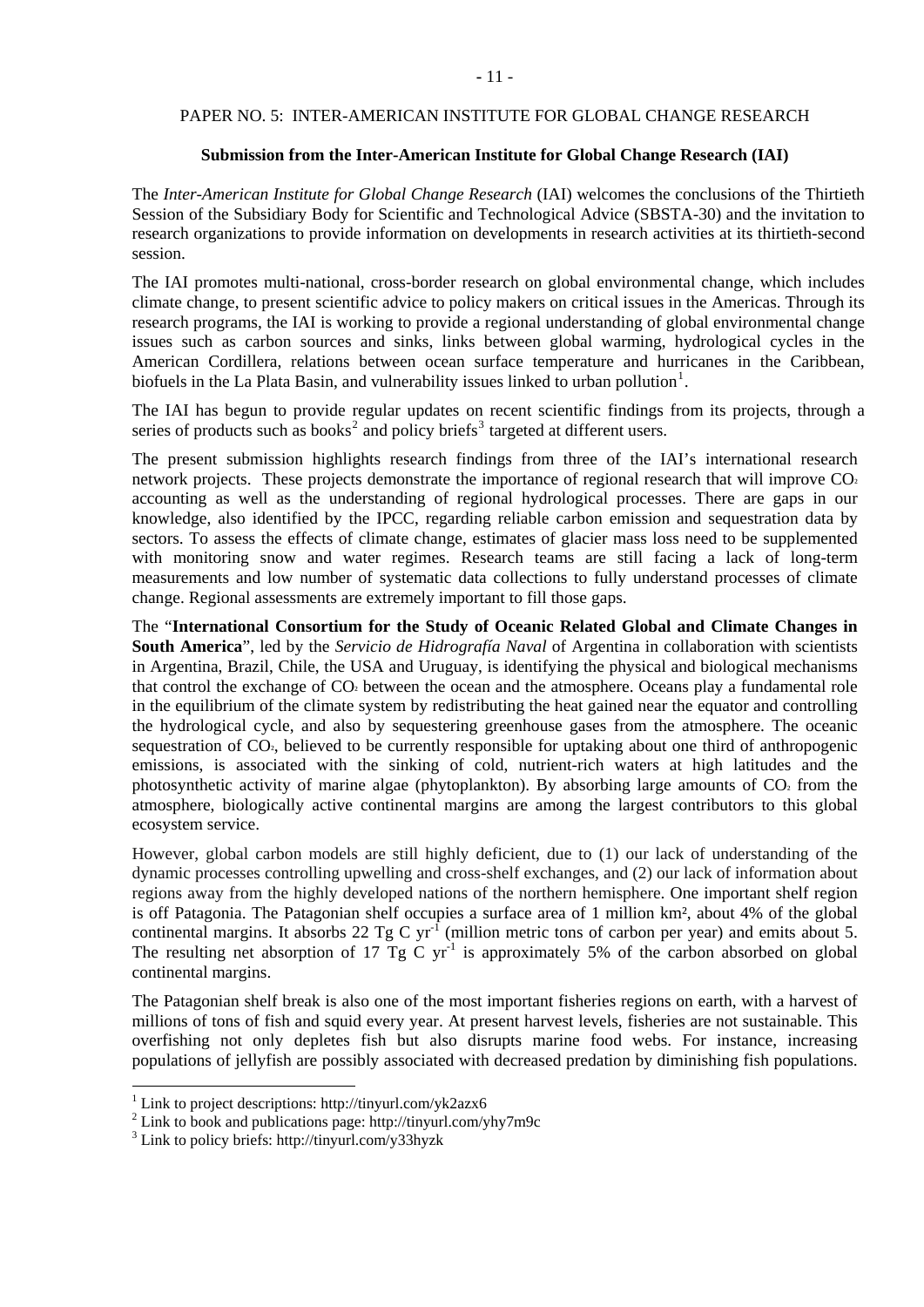PAPER NO. 5: INTER-AMERICAN INSTITUTE FOR GLOBAL CHANGE RESEARCH

**Submission from the Inter-American Institute for Global Change Research (IAI)**

The *Inter-American Institute for Global Change Research* (IAI) welcomes the conclusions of the Thirtieth Session of the Subsidiary Body for Scientific and Technological Advice (SBSTA-30) and the invitation to research organizations to provide information on developments in research activities at its thirtieth-second session.

The IAI promotes multi-national, cross-border research on global environmental change, which includes climate change, to present scientific advice to policy makers on critical issues in the Americas. Through its research programs, the IAI is working to provide a regional understanding of global environmental change issues such as carbon sources and sinks, links between global warming, hydrological cycles in the American Cordillera, relations between ocean surface temperature and hurricanes in the Caribbean, biofuels in the La Plata Basin, and vulnerability issues linked to urban pollution[1].

The IAI has begun to provide regular updates on recent scientific findings from its projects, through a series of products such as books[2] and policy briefs[3] targeted at different users.

The present submission highlights research findings from three of the IAI's international research network projects. These projects demonstrate the importance of regional research that will improve $CO_2$ accounting as well as the understanding of regional hydrological processes. There are gaps in our knowledge, also identified by the IPCC, regarding reliable carbon emission and sequestration data by sectors. To assess the effects of climate change, estimates of glacier mass loss need to be supplemented with monitoring snow and water regimes. Research teams are still facing a lack of long-term measurements and low number of systematic data collections to fully understand processes of climate change. Regional assessments are extremely important to fill those gaps.

The "**International Consortium for the Study of Oceanic Related Global and Climate Changes in South America**", led by the *Servicio de Hidrografía Naval* of Argentina in collaboration with scientists in Argentina, Brazil, Chile, the USA and Uruguay, is identifying the physical and biological mechanisms that control the exchange of $CO_2$ between the ocean and the atmosphere. Oceans play a fundamental role in the equilibrium of the climate system by redistributing the heat gained near the equator and controlling the hydrological cycle, and also by sequestering greenhouse gases from the atmosphere. The oceanic sequestration of $CO_2$, believed to be currently responsible for uptaking about one third of anthropogenic emissions, is associated with the sinking of cold, nutrient-rich waters at high latitudes and the photosynthetic activity of marine algae (phytoplankton). By absorbing large amounts of $CO_2$ from the atmosphere, biologically active continental margins are among the largest contributors to this global ecosystem service.

However, global carbon models are still highly deficient, due to (1) our lack of understanding of the dynamic processes controlling upwelling and cross-shelf exchanges, and (2) our lack of information about regions away from the highly developed nations of the northern hemisphere. One important shelf region is off Patagonia. The Patagonian shelf occupies a surface area of 1 million km², about 4% of the global continental margins. It absorbs 22 Tg C $yr^{-1}$ (million metric tons of carbon per year) and emits about 5. The resulting net absorption of 17 Tg C $yr^{-1}$ is approximately 5% of the carbon absorbed on global continental margins.

The Patagonian shelf break is also one of the most important fisheries regions on earth, with a harvest of millions of tons of fish and squid every year. At present harvest levels, fisheries are not sustainable. This overfishing not only depletes fish but also disrupts marine food webs. For instance, increasing populations of jellyfish are possibly associated with decreased predation by diminishing fish populations.

---

[1] Link to project descriptions: http://tinyurl.com/yk2azx6

[2] Link to book and publications page: http://tinyurl.com/yhy7m9c

[3] Link to policy briefs: http://tinyurl.com/y33hyzk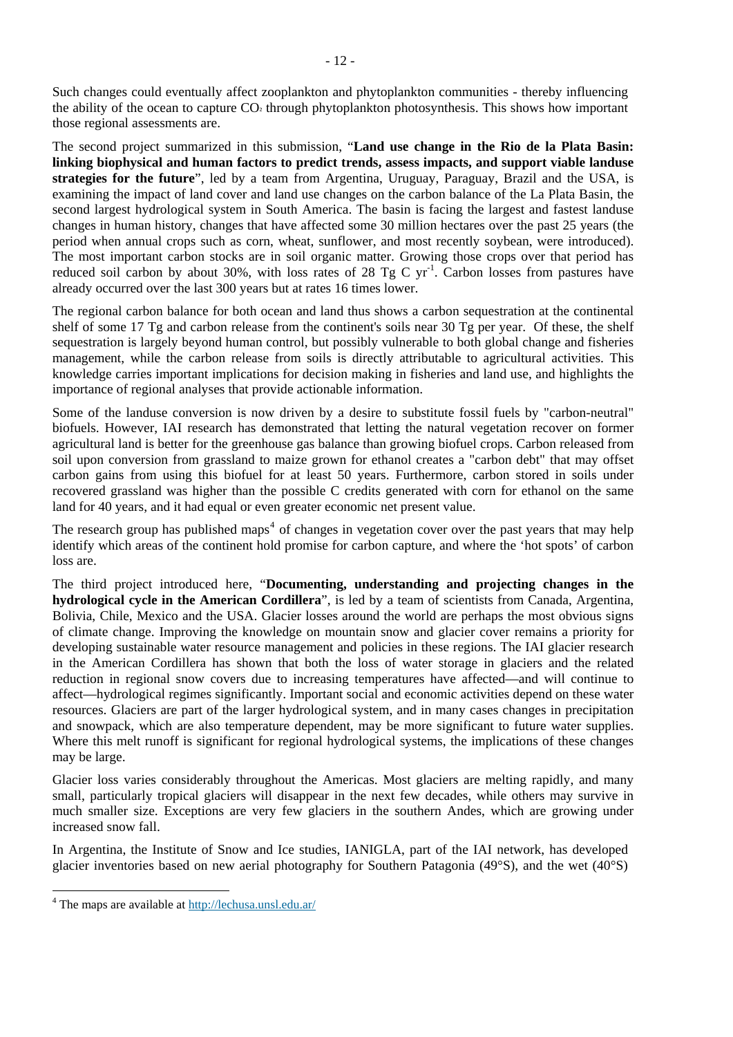Such changes could eventually affect zooplankton and phytoplankton communities - thereby influencing the ability of the ocean to capture $CO_2$ through phytoplankton photosynthesis. This shows how important those regional assessments are.

The second project summarized in this submission, "**Land use change in the Rio de la Plata Basin: linking biophysical and human factors to predict trends, assess impacts, and support viable landuse strategies for the future**", led by a team from Argentina, Uruguay, Paraguay, Brazil and the USA, is examining the impact of land cover and land use changes on the carbon balance of the La Plata Basin, the second largest hydrological system in South America. The basin is facing the largest and fastest landuse changes in human history, changes that have affected some 30 million hectares over the past 25 years (the period when annual crops such as corn, wheat, sunflower, and most recently soybean, were introduced). The most important carbon stocks are in soil organic matter. Growing those crops over that period has reduced soil carbon by about 30%, with loss rates of 28 Tg C $yr^{-1}$. Carbon losses from pastures have already occurred over the last 300 years but at rates 16 times lower.

The regional carbon balance for both ocean and land thus shows a carbon sequestration at the continental shelf of some 17 Tg and carbon release from the continent's soils near 30 Tg per year. Of these, the shelf sequestration is largely beyond human control, but possibly vulnerable to both global change and fisheries management, while the carbon release from soils is directly attributable to agricultural activities. This knowledge carries important implications for decision making in fisheries and land use, and highlights the importance of regional analyses that provide actionable information.

Some of the landuse conversion is now driven by a desire to substitute fossil fuels by "carbon-neutral" biofuels. However, IAI research has demonstrated that letting the natural vegetation recover on former agricultural land is better for the greenhouse gas balance than growing biofuel crops. Carbon released from soil upon conversion from grassland to maize grown for ethanol creates a "carbon debt" that may offset carbon gains from using this biofuel for at least 50 years. Furthermore, carbon stored in soils under recovered grassland was higher than the possible C credits generated with corn for ethanol on the same land for 40 years, and it had equal or even greater economic net present value.

The research group has published maps[4] of changes in vegetation cover over the past years that may help identify which areas of the continent hold promise for carbon capture, and where the 'hot spots' of carbon loss are.

The third project introduced here, "**Documenting, understanding and projecting changes in the hydrological cycle in the American Cordillera**", is led by a team of scientists from Canada, Argentina, Bolivia, Chile, Mexico and the USA. Glacier losses around the world are perhaps the most obvious signs of climate change. Improving the knowledge on mountain snow and glacier cover remains a priority for developing sustainable water resource management and policies in these regions. The IAI glacier research in the American Cordillera has shown that both the loss of water storage in glaciers and the related reduction in regional snow covers due to increasing temperatures have affected—and will continue to affect—hydrological regimes significantly. Important social and economic activities depend on these water resources. Glaciers are part of the larger hydrological system, and in many cases changes in precipitation and snowpack, which are also temperature dependent, may be more significant to future water supplies. Where this melt runoff is significant for regional hydrological systems, the implications of these changes may be large.

Glacier loss varies considerably throughout the Americas. Most glaciers are melting rapidly, and many small, particularly tropical glaciers will disappear in the next few decades, while others may survive in much smaller size. Exceptions are very few glaciers in the southern Andes, which are growing under increased snow fall.

In Argentina, the Institute of Snow and Ice studies, IANIGLA, part of the IAI network, has developed glacier inventories based on new aerial photography for Southern Patagonia (49°S), and the wet (40°S)

---

[4] The maps are available at http://lechusa.unsl.edu.ar/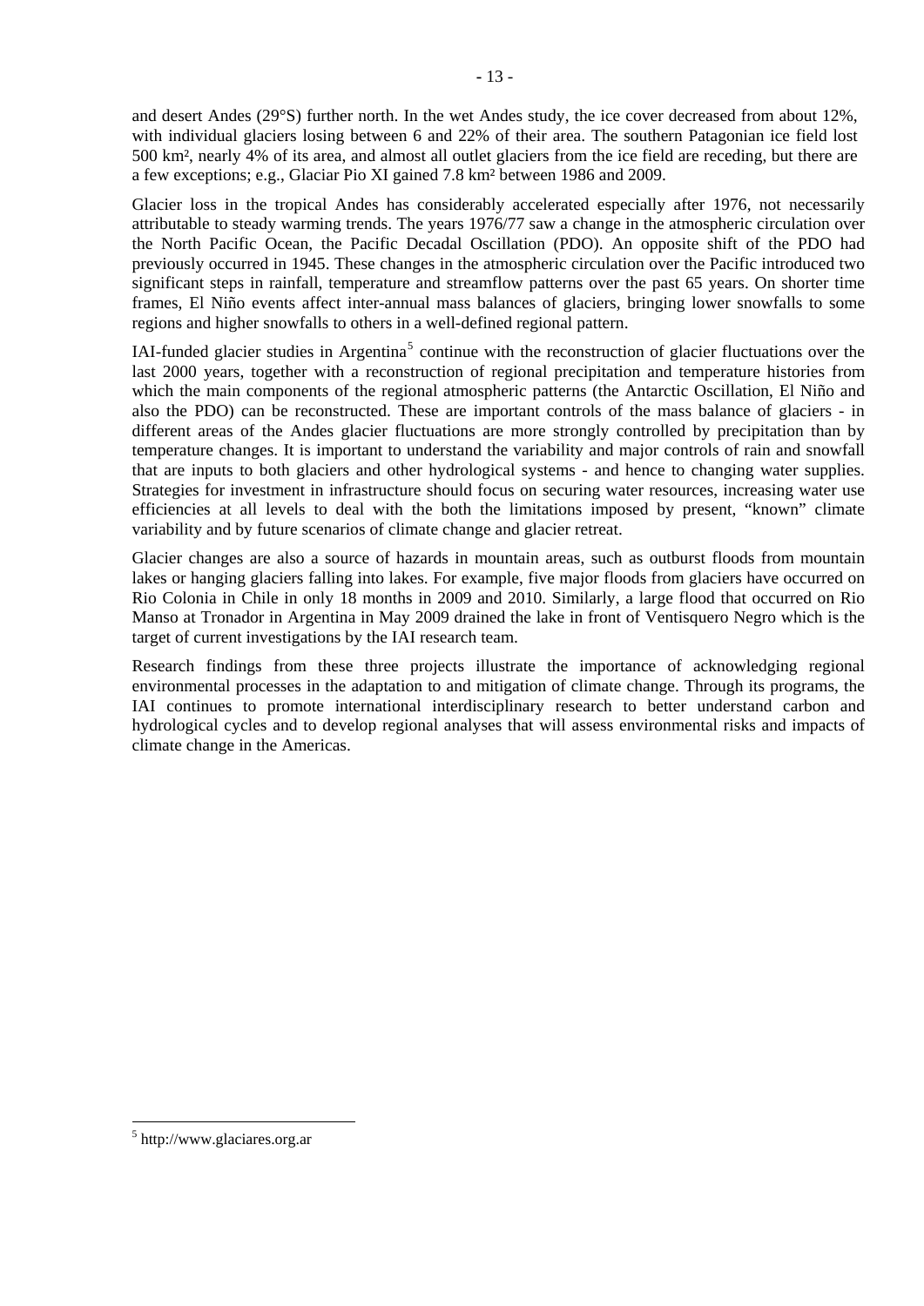and desert Andes (29°S) further north. In the wet Andes study, the ice cover decreased from about 12%, with individual glaciers losing between 6 and 22% of their area. The southern Patagonian ice field lost 500 km², nearly 4% of its area, and almost all outlet glaciers from the ice field are receding, but there are a few exceptions; e.g., Glaciar Pio XI gained 7.8 km² between 1986 and 2009.

Glacier loss in the tropical Andes has considerably accelerated especially after 1976, not necessarily attributable to steady warming trends. The years 1976/77 saw a change in the atmospheric circulation over the North Pacific Ocean, the Pacific Decadal Oscillation (PDO). An opposite shift of the PDO had previously occurred in 1945. These changes in the atmospheric circulation over the Pacific introduced two significant steps in rainfall, temperature and streamflow patterns over the past 65 years. On shorter time frames, El Niño events affect inter-annual mass balances of glaciers, bringing lower snowfalls to some regions and higher snowfalls to others in a well-defined regional pattern.

IAI-funded glacier studies in Argentina[5] continue with the reconstruction of glacier fluctuations over the last 2000 years, together with a reconstruction of regional precipitation and temperature histories from which the main components of the regional atmospheric patterns (the Antarctic Oscillation, El Niño and also the PDO) can be reconstructed. These are important controls of the mass balance of glaciers - in different areas of the Andes glacier fluctuations are more strongly controlled by precipitation than by temperature changes. It is important to understand the variability and major controls of rain and snowfall that are inputs to both glaciers and other hydrological systems - and hence to changing water supplies. Strategies for investment in infrastructure should focus on securing water resources, increasing water use efficiencies at all levels to deal with the both the limitations imposed by present, "known" climate variability and by future scenarios of climate change and glacier retreat.

Glacier changes are also a source of hazards in mountain areas, such as outburst floods from mountain lakes or hanging glaciers falling into lakes. For example, five major floods from glaciers have occurred on Rio Colonia in Chile in only 18 months in 2009 and 2010. Similarly, a large flood that occurred on Rio Manso at Tronador in Argentina in May 2009 drained the lake in front of Ventisquero Negro which is the target of current investigations by the IAI research team.

Research findings from these three projects illustrate the importance of acknowledging regional environmental processes in the adaptation to and mitigation of climate change. Through its programs, the IAI continues to promote international interdisciplinary research to better understand carbon and hydrological cycles and to develop regional analyses that will assess environmental risks and impacts of climate change in the Americas.

[5] http://www.glaciares.org.ar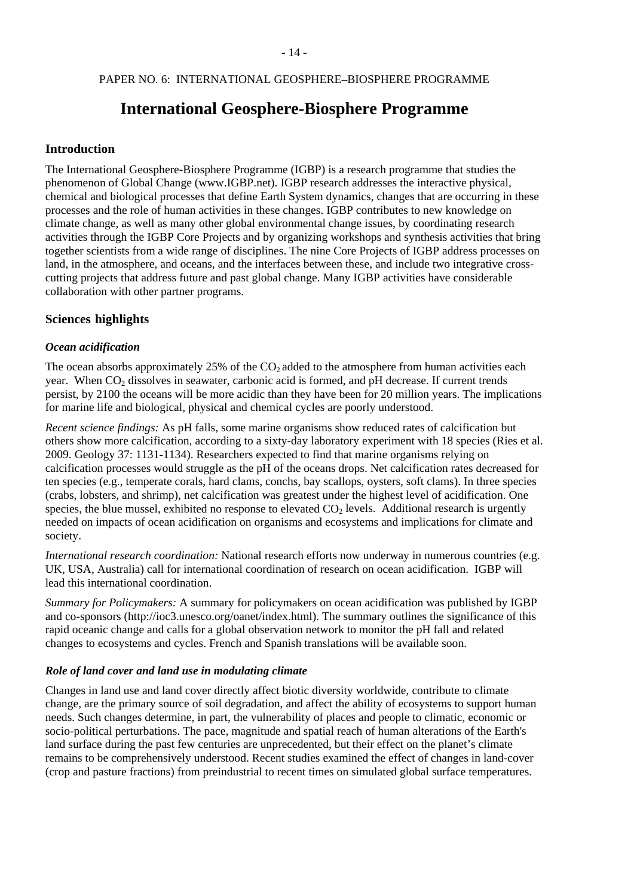PAPER NO. 6: INTERNATIONAL GEOSPHERE–BIOSPHERE PROGRAMME

# International Geosphere-Biosphere Programme

## Introduction

The International Geosphere-Biosphere Programme (IGBP) is a research programme that studies the phenomenon of Global Change (www.IGBP.net). IGBP research addresses the interactive physical, chemical and biological processes that define Earth System dynamics, changes that are occurring in these processes and the role of human activities in these changes. IGBP contributes to new knowledge on climate change, as well as many other global environmental change issues, by coordinating research activities through the IGBP Core Projects and by organizing workshops and synthesis activities that bring together scientists from a wide range of disciplines. The nine Core Projects of IGBP address processes on land, in the atmosphere, and oceans, and the interfaces between these, and include two integrative cross-cutting projects that address future and past global change. Many IGBP activities have considerable collaboration with other partner programs.

## Sciences highlights

### *Ocean acidification*

The ocean absorbs approximately 25% of the $CO_2$ added to the atmosphere from human activities each year. When $CO_2$ dissolves in seawater, carbonic acid is formed, and pH decrease. If current trends persist, by 2100 the oceans will be more acidic than they have been for 20 million years. The implications for marine life and biological, physical and chemical cycles are poorly understood.

*Recent science findings:* As pH falls, some marine organisms show reduced rates of calcification but others show more calcification, according to a sixty-day laboratory experiment with 18 species (Ries et al. 2009. Geology 37: 1131-1134). Researchers expected to find that marine organisms relying on calcification processes would struggle as the pH of the oceans drops. Net calcification rates decreased for ten species (e.g., temperate corals, hard clams, conchs, bay scallops, oysters, soft clams). In three species (crabs, lobsters, and shrimp), net calcification was greatest under the highest level of acidification. One species, the blue mussel, exhibited no response to elevated $CO_2$ levels. Additional research is urgently needed on impacts of ocean acidification on organisms and ecosystems and implications for climate and society.

*International research coordination:* National research efforts now underway in numerous countries (e.g. UK, USA, Australia) call for international coordination of research on ocean acidification. IGBP will lead this international coordination.

*Summary for Policymakers:* A summary for policymakers on ocean acidification was published by IGBP and co-sponsors (http://ioc3.unesco.org/oanet/index.html). The summary outlines the significance of this rapid oceanic change and calls for a global observation network to monitor the pH fall and related changes to ecosystems and cycles. French and Spanish translations will be available soon.

### *Role of land cover and land use in modulating climate*

Changes in land use and land cover directly affect biotic diversity worldwide, contribute to climate change, are the primary source of soil degradation, and affect the ability of ecosystems to support human needs. Such changes determine, in part, the vulnerability of places and people to climatic, economic or socio-political perturbations. The pace, magnitude and spatial reach of human alterations of the Earth's land surface during the past few centuries are unprecedented, but their effect on the planet's climate remains to be comprehensively understood. Recent studies examined the effect of changes in land-cover (crop and pasture fractions) from preindustrial to recent times on simulated global surface temperatures.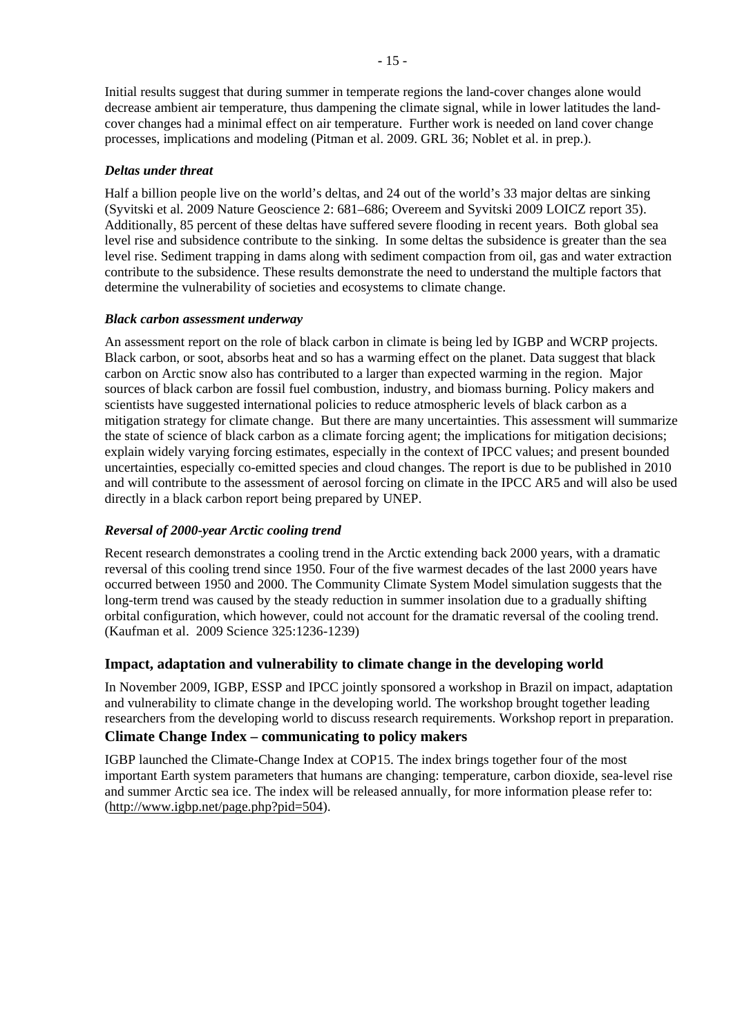Initial results suggest that during summer in temperate regions the land-cover changes alone would decrease ambient air temperature, thus dampening the climate signal, while in lower latitudes the land-cover changes had a minimal effect on air temperature. Further work is needed on land cover change processes, implications and modeling (Pitman et al. 2009. GRL 36; Noblet et al. in prep.).

### *Deltas under threat*

Half a billion people live on the world's deltas, and 24 out of the world's 33 major deltas are sinking (Syvitski et al. 2009 Nature Geoscience 2: 681–686; Overeem and Syvitski 2009 LOICZ report 35). Additionally, 85 percent of these deltas have suffered severe flooding in recent years. Both global sea level rise and subsidence contribute to the sinking. In some deltas the subsidence is greater than the sea level rise. Sediment trapping in dams along with sediment compaction from oil, gas and water extraction contribute to the subsidence. These results demonstrate the need to understand the multiple factors that determine the vulnerability of societies and ecosystems to climate change.

### *Black carbon assessment underway*

An assessment report on the role of black carbon in climate is being led by IGBP and WCRP projects. Black carbon, or soot, absorbs heat and so has a warming effect on the planet. Data suggest that black carbon on Arctic snow also has contributed to a larger than expected warming in the region. Major sources of black carbon are fossil fuel combustion, industry, and biomass burning. Policy makers and scientists have suggested international policies to reduce atmospheric levels of black carbon as a mitigation strategy for climate change. But there are many uncertainties. This assessment will summarize the state of science of black carbon as a climate forcing agent; the implications for mitigation decisions; explain widely varying forcing estimates, especially in the context of IPCC values; and present bounded uncertainties, especially co-emitted species and cloud changes. The report is due to be published in 2010 and will contribute to the assessment of aerosol forcing on climate in the IPCC AR5 and will also be used directly in a black carbon report being prepared by UNEP.

### *Reversal of 2000-year Arctic cooling trend*

Recent research demonstrates a cooling trend in the Arctic extending back 2000 years, with a dramatic reversal of this cooling trend since 1950. Four of the five warmest decades of the last 2000 years have occurred between 1950 and 2000. The Community Climate System Model simulation suggests that the long-term trend was caused by the steady reduction in summer insolation due to a gradually shifting orbital configuration, which however, could not account for the dramatic reversal of the cooling trend. (Kaufman et al. 2009 Science 325:1236-1239)

## Impact, adaptation and vulnerability to climate change in the developing world

In November 2009, IGBP, ESSP and IPCC jointly sponsored a workshop in Brazil on impact, adaptation and vulnerability to climate change in the developing world. The workshop brought together leading researchers from the developing world to discuss research requirements. Workshop report in preparation.

## Climate Change Index – communicating to policy makers

IGBP launched the Climate-Change Index at COP15. The index brings together four of the most important Earth system parameters that humans are changing: temperature, carbon dioxide, sea-level rise and summer Arctic sea ice. The index will be released annually, for more information please refer to: (http://www.igbp.net/page.php?pid=504).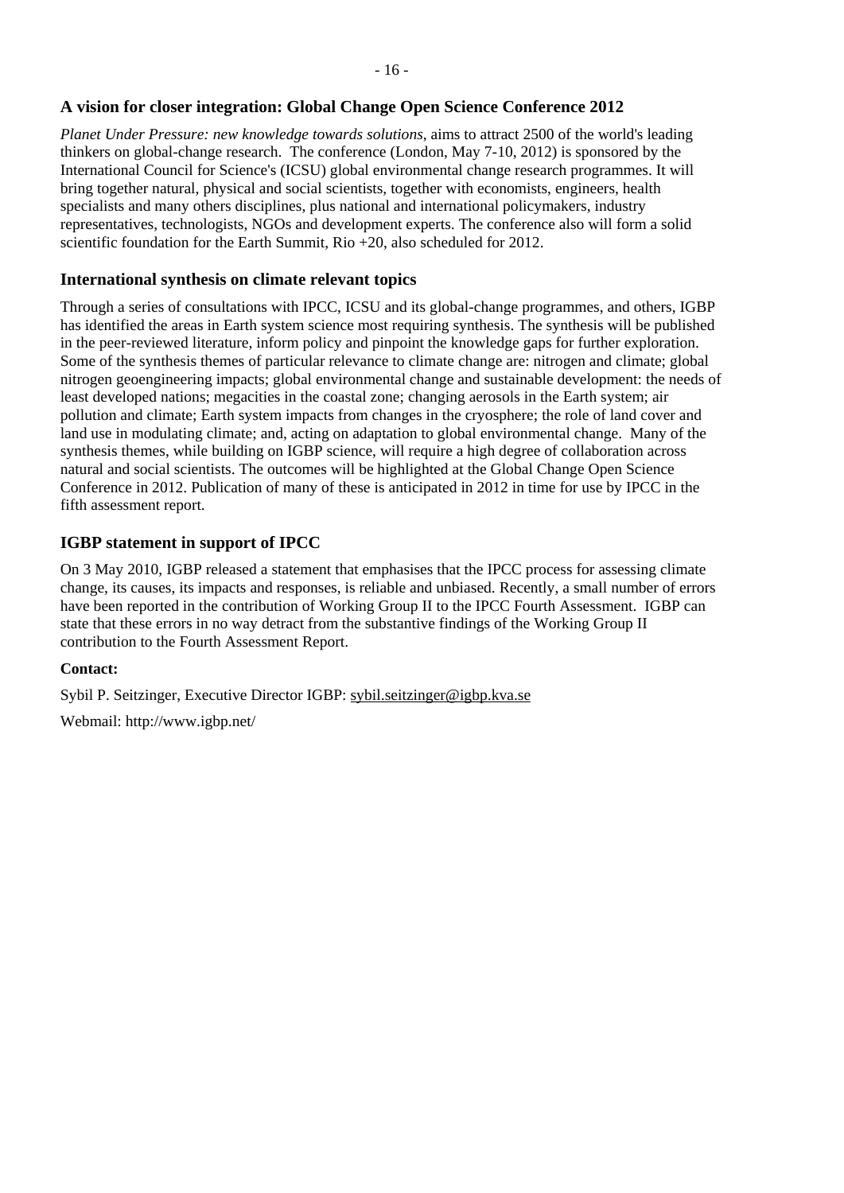## A vision for closer integration: Global Change Open Science Conference 2012

*Planet Under Pressure: new knowledge towards solutions*, aims to attract 2500 of the world's leading thinkers on global-change research. The conference (London, May 7-10, 2012) is sponsored by the International Council for Science's (ICSU) global environmental change research programmes. It will bring together natural, physical and social scientists, together with economists, engineers, health specialists and many others disciplines, plus national and international policymakers, industry representatives, technologists, NGOs and development experts. The conference also will form a solid scientific foundation for the Earth Summit, Rio +20, also scheduled for 2012.

## International synthesis on climate relevant topics

Through a series of consultations with IPCC, ICSU and its global-change programmes, and others, IGBP has identified the areas in Earth system science most requiring synthesis. The synthesis will be published in the peer-reviewed literature, inform policy and pinpoint the knowledge gaps for further exploration. Some of the synthesis themes of particular relevance to climate change are: nitrogen and climate; global nitrogen geoengineering impacts; global environmental change and sustainable development: the needs of least developed nations; megacities in the coastal zone; changing aerosols in the Earth system; air pollution and climate; Earth system impacts from changes in the cryosphere; the role of land cover and land use in modulating climate; and, acting on adaptation to global environmental change. Many of the synthesis themes, while building on IGBP science, will require a high degree of collaboration across natural and social scientists. The outcomes will be highlighted at the Global Change Open Science Conference in 2012. Publication of many of these is anticipated in 2012 in time for use by IPCC in the fifth assessment report.

## IGBP statement in support of IPCC

On 3 May 2010, IGBP released a statement that emphasises that the IPCC process for assessing climate change, its causes, its impacts and responses, is reliable and unbiased. Recently, a small number of errors have been reported in the contribution of Working Group II to the IPCC Fourth Assessment. IGBP can state that these errors in no way detract from the substantive findings of the Working Group II contribution to the Fourth Assessment Report.

**Contact:**

Sybil P. Seitzinger, Executive Director IGBP: sybil.seitzinger@igbp.kva.se

Webmail: http://www.igbp.net/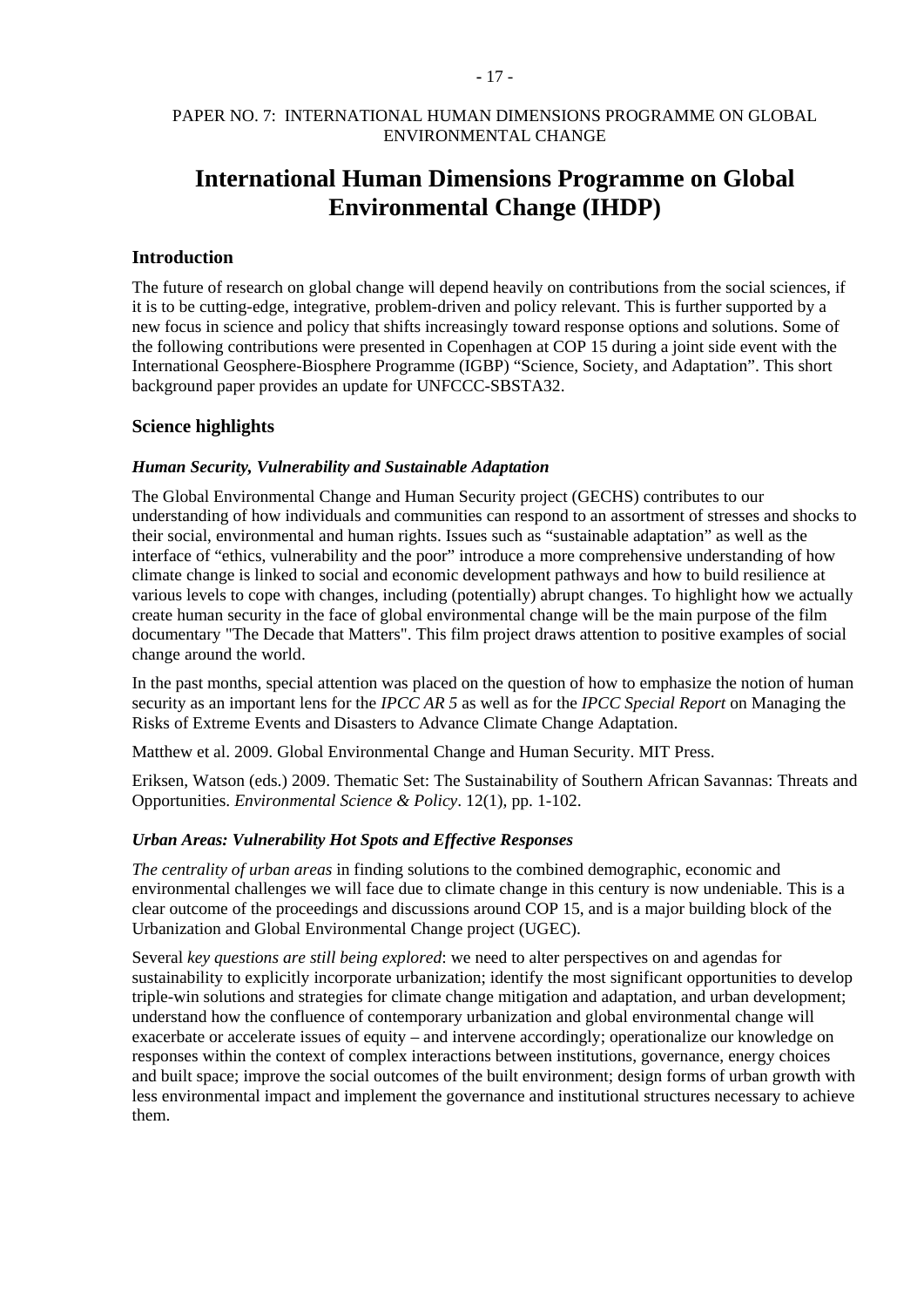PAPER NO. 7: INTERNATIONAL HUMAN DIMENSIONS PROGRAMME ON GLOBAL ENVIRONMENTAL CHANGE

# International Human Dimensions Programme on Global Environmental Change (IHDP)

## Introduction

The future of research on global change will depend heavily on contributions from the social sciences, if it is to be cutting-edge, integrative, problem-driven and policy relevant. This is further supported by a new focus in science and policy that shifts increasingly toward response options and solutions. Some of the following contributions were presented in Copenhagen at COP 15 during a joint side event with the International Geosphere-Biosphere Programme (IGBP) "Science, Society, and Adaptation". This short background paper provides an update for UNFCCC-SBSTA32.

## Science highlights

### *Human Security, Vulnerability and Sustainable Adaptation*

The Global Environmental Change and Human Security project (GECHS) contributes to our understanding of how individuals and communities can respond to an assortment of stresses and shocks to their social, environmental and human rights. Issues such as "sustainable adaptation" as well as the interface of "ethics, vulnerability and the poor" introduce a more comprehensive understanding of how climate change is linked to social and economic development pathways and how to build resilience at various levels to cope with changes, including (potentially) abrupt changes. To highlight how we actually create human security in the face of global environmental change will be the main purpose of the film documentary "The Decade that Matters". This film project draws attention to positive examples of social change around the world.

In the past months, special attention was placed on the question of how to emphasize the notion of human security as an important lens for the *IPCC AR 5* as well as for the *IPCC Special Report* on Managing the Risks of Extreme Events and Disasters to Advance Climate Change Adaptation.

Matthew et al. 2009. Global Environmental Change and Human Security. MIT Press.

Eriksen, Watson (eds.) 2009. Thematic Set: The Sustainability of Southern African Savannas: Threats and Opportunities. *Environmental Science & Policy*. 12(1), pp. 1-102.

### *Urban Areas: Vulnerability Hot Spots and Effective Responses*

*The centrality of urban areas* in finding solutions to the combined demographic, economic and environmental challenges we will face due to climate change in this century is now undeniable. This is a clear outcome of the proceedings and discussions around COP 15, and is a major building block of the Urbanization and Global Environmental Change project (UGEC).

Several *key questions are still being explored*: we need to alter perspectives on and agendas for sustainability to explicitly incorporate urbanization; identify the most significant opportunities to develop triple-win solutions and strategies for climate change mitigation and adaptation, and urban development; understand how the confluence of contemporary urbanization and global environmental change will exacerbate or accelerate issues of equity – and intervene accordingly; operationalize our knowledge on responses within the context of complex interactions between institutions, governance, energy choices and built space; improve the social outcomes of the built environment; design forms of urban growth with less environmental impact and implement the governance and institutional structures necessary to achieve them.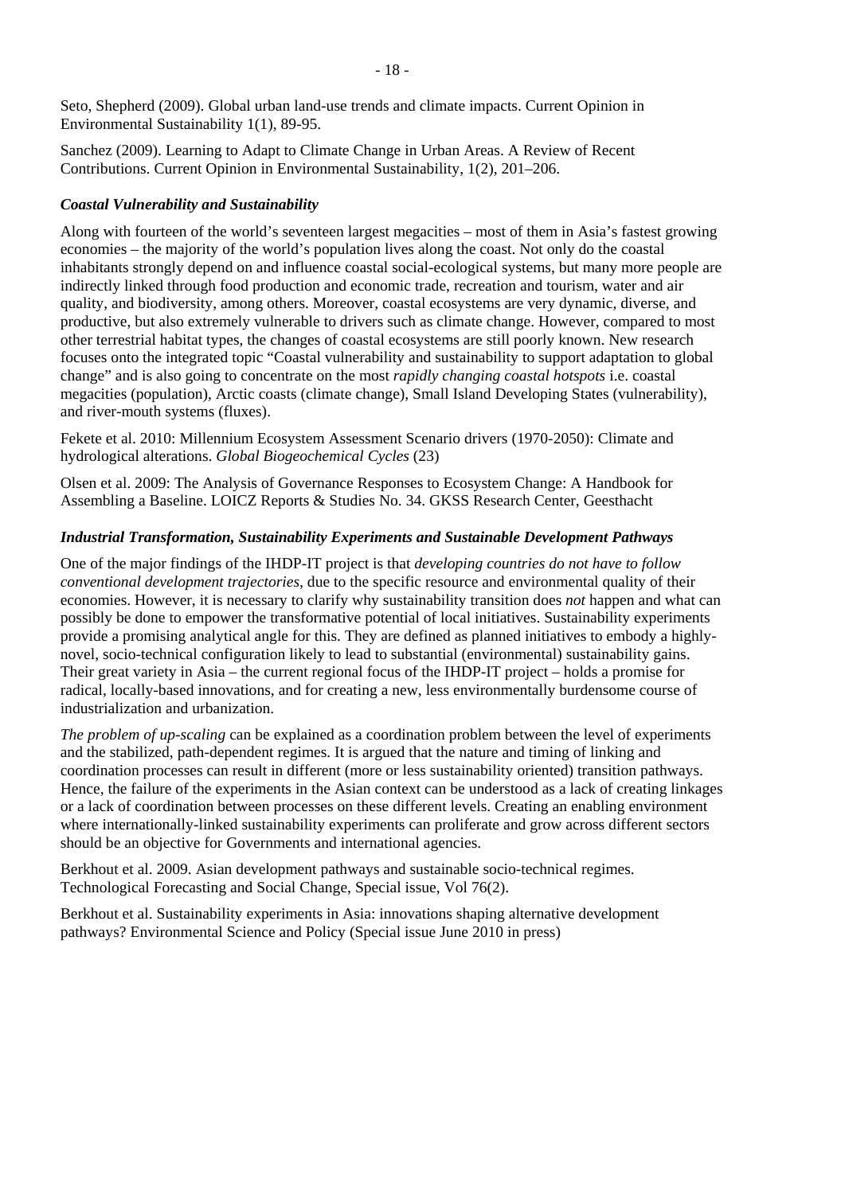Seto, Shepherd (2009). Global urban land-use trends and climate impacts. Current Opinion in Environmental Sustainability 1(1), 89-95.

Sanchez (2009). Learning to Adapt to Climate Change in Urban Areas. A Review of Recent Contributions. Current Opinion in Environmental Sustainability, 1(2), 201–206.

***Coastal Vulnerability and Sustainability***

Along with fourteen of the world's seventeen largest megacities – most of them in Asia's fastest growing economies – the majority of the world's population lives along the coast. Not only do the coastal inhabitants strongly depend on and influence coastal social-ecological systems, but many more people are indirectly linked through food production and economic trade, recreation and tourism, water and air quality, and biodiversity, among others. Moreover, coastal ecosystems are very dynamic, diverse, and productive, but also extremely vulnerable to drivers such as climate change. However, compared to most other terrestrial habitat types, the changes of coastal ecosystems are still poorly known. New research focuses onto the integrated topic "Coastal vulnerability and sustainability to support adaptation to global change" and is also going to concentrate on the most *rapidly changing coastal hotspots* i.e. coastal megacities (population), Arctic coasts (climate change), Small Island Developing States (vulnerability), and river-mouth systems (fluxes).

Fekete et al. 2010: Millennium Ecosystem Assessment Scenario drivers (1970-2050): Climate and hydrological alterations. *Global Biogeochemical Cycles* (23)

Olsen et al. 2009: The Analysis of Governance Responses to Ecosystem Change: A Handbook for Assembling a Baseline. LOICZ Reports & Studies No. 34. GKSS Research Center, Geesthacht

***Industrial Transformation, Sustainability Experiments and Sustainable Development Pathways***

One of the major findings of the IHDP-IT project is that *developing countries do not have to follow conventional development trajectories,* due to the specific resource and environmental quality of their economies. However, it is necessary to clarify why sustainability transition does *not* happen and what can possibly be done to empower the transformative potential of local initiatives. Sustainability experiments provide a promising analytical angle for this. They are defined as planned initiatives to embody a highly-novel, socio-technical configuration likely to lead to substantial (environmental) sustainability gains. Their great variety in Asia – the current regional focus of the IHDP-IT project – holds a promise for radical, locally-based innovations, and for creating a new, less environmentally burdensome course of industrialization and urbanization.

*The problem of up-scaling* can be explained as a coordination problem between the level of experiments and the stabilized, path-dependent regimes. It is argued that the nature and timing of linking and coordination processes can result in different (more or less sustainability oriented) transition pathways. Hence, the failure of the experiments in the Asian context can be understood as a lack of creating linkages or a lack of coordination between processes on these different levels. Creating an enabling environment where internationally-linked sustainability experiments can proliferate and grow across different sectors should be an objective for Governments and international agencies.

Berkhout et al. 2009. Asian development pathways and sustainable socio-technical regimes. Technological Forecasting and Social Change, Special issue, Vol 76(2).

Berkhout et al. Sustainability experiments in Asia: innovations shaping alternative development pathways? Environmental Science and Policy (Special issue June 2010 in press)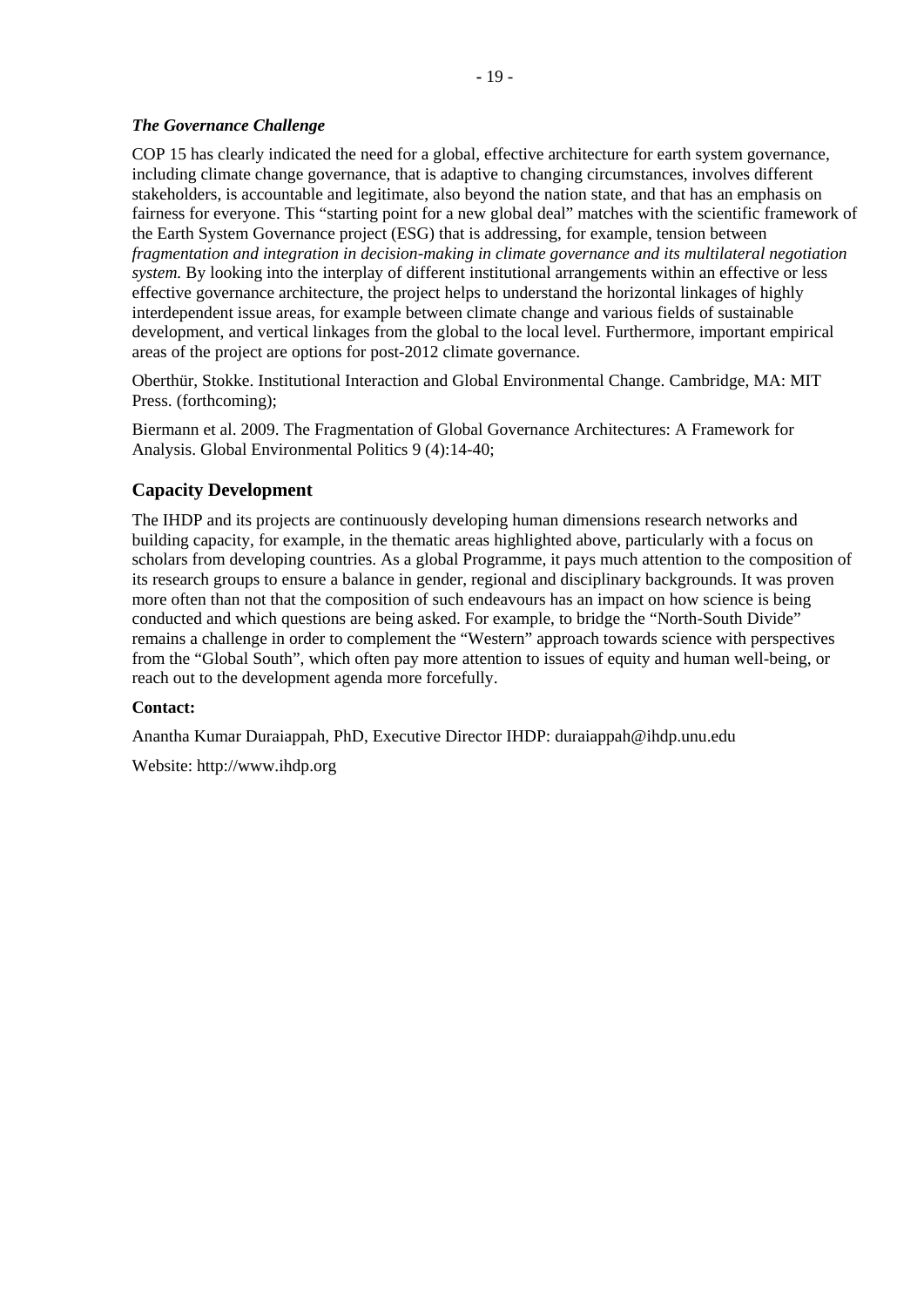### *The Governance Challenge*

COP 15 has clearly indicated the need for a global, effective architecture for earth system governance, including climate change governance, that is adaptive to changing circumstances, involves different stakeholders, is accountable and legitimate, also beyond the nation state, and that has an emphasis on fairness for everyone. This "starting point for a new global deal" matches with the scientific framework of the Earth System Governance project (ESG) that is addressing, for example, tension between *fragmentation and integration in decision-making in climate governance and its multilateral negotiation system.* By looking into the interplay of different institutional arrangements within an effective or less effective governance architecture, the project helps to understand the horizontal linkages of highly interdependent issue areas, for example between climate change and various fields of sustainable development, and vertical linkages from the global to the local level. Furthermore, important empirical areas of the project are options for post-2012 climate governance.

Oberthür, Stokke. Institutional Interaction and Global Environmental Change. Cambridge, MA: MIT Press. (forthcoming);

Biermann et al. 2009. The Fragmentation of Global Governance Architectures: A Framework for Analysis. Global Environmental Politics 9 (4):14-40;

## Capacity Development

The IHDP and its projects are continuously developing human dimensions research networks and building capacity, for example, in the thematic areas highlighted above, particularly with a focus on scholars from developing countries. As a global Programme, it pays much attention to the composition of its research groups to ensure a balance in gender, regional and disciplinary backgrounds. It was proven more often than not that the composition of such endeavours has an impact on how science is being conducted and which questions are being asked. For example, to bridge the "North-South Divide" remains a challenge in order to complement the "Western" approach towards science with perspectives from the "Global South", which often pay more attention to issues of equity and human well-being, or reach out to the development agenda more forcefully.

**Contact:**

Anantha Kumar Duraiappah, PhD, Executive Director IHDP: duraiappah@ihdp.unu.edu

Website: http://www.ihdp.org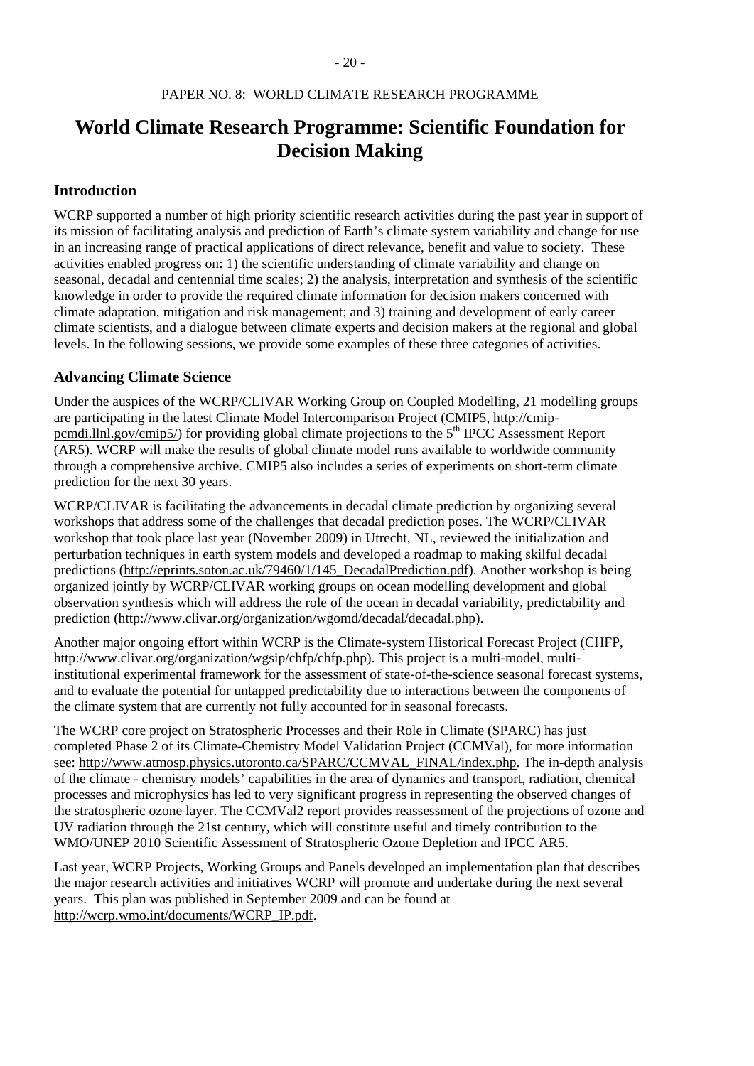PAPER NO. 8: WORLD CLIMATE RESEARCH PROGRAMME

# World Climate Research Programme: Scientific Foundation for Decision Making

## Introduction

WCRP supported a number of high priority scientific research activities during the past year in support of its mission of facilitating analysis and prediction of Earth's climate system variability and change for use in an increasing range of practical applications of direct relevance, benefit and value to society. These activities enabled progress on: 1) the scientific understanding of climate variability and change on seasonal, decadal and centennial time scales; 2) the analysis, interpretation and synthesis of the scientific knowledge in order to provide the required climate information for decision makers concerned with climate adaptation, mitigation and risk management; and 3) training and development of early career climate scientists, and a dialogue between climate experts and decision makers at the regional and global levels. In the following sessions, we provide some examples of these three categories of activities.

## Advancing Climate Science

Under the auspices of the WCRP/CLIVAR Working Group on Coupled Modelling, 21 modelling groups are participating in the latest Climate Model Intercomparison Project (CMIP5, http://cmip-pcmdi.llnl.gov/cmip5/) for providing global climate projections to the 5th IPCC Assessment Report (AR5). WCRP will make the results of global climate model runs available to worldwide community through a comprehensive archive. CMIP5 also includes a series of experiments on short-term climate prediction for the next 30 years.

WCRP/CLIVAR is facilitating the advancements in decadal climate prediction by organizing several workshops that address some of the challenges that decadal prediction poses. The WCRP/CLIVAR workshop that took place last year (November 2009) in Utrecht, NL, reviewed the initialization and perturbation techniques in earth system models and developed a roadmap to making skilful decadal predictions (http://eprints.soton.ac.uk/79460/1/145_DecadalPrediction.pdf). Another workshop is being organized jointly by WCRP/CLIVAR working groups on ocean modelling development and global observation synthesis which will address the role of the ocean in decadal variability, predictability and prediction (http://www.clivar.org/organization/wgomd/decadal/decadal.php).

Another major ongoing effort within WCRP is the Climate-system Historical Forecast Project (CHFP, http://www.clivar.org/organization/wgsip/chfp/chfp.php). This project is a multi-model, multi-institutional experimental framework for the assessment of state-of-the-science seasonal forecast systems, and to evaluate the potential for untapped predictability due to interactions between the components of the climate system that are currently not fully accounted for in seasonal forecasts.

The WCRP core project on Stratospheric Processes and their Role in Climate (SPARC) has just completed Phase 2 of its Climate-Chemistry Model Validation Project (CCMVal), for more information see: http://www.atmosp.physics.utoronto.ca/SPARC/CCMVAL_FINAL/index.php. The in-depth analysis of the climate - chemistry models' capabilities in the area of dynamics and transport, radiation, chemical processes and microphysics has led to very significant progress in representing the observed changes of the stratospheric ozone layer. The CCMVal2 report provides reassessment of the projections of ozone and UV radiation through the 21st century, which will constitute useful and timely contribution to the WMO/UNEP 2010 Scientific Assessment of Stratospheric Ozone Depletion and IPCC AR5.

Last year, WCRP Projects, Working Groups and Panels developed an implementation plan that describes the major research activities and initiatives WCRP will promote and undertake during the next several years. This plan was published in September 2009 and can be found at http://wcrp.wmo.int/documents/WCRP_IP.pdf.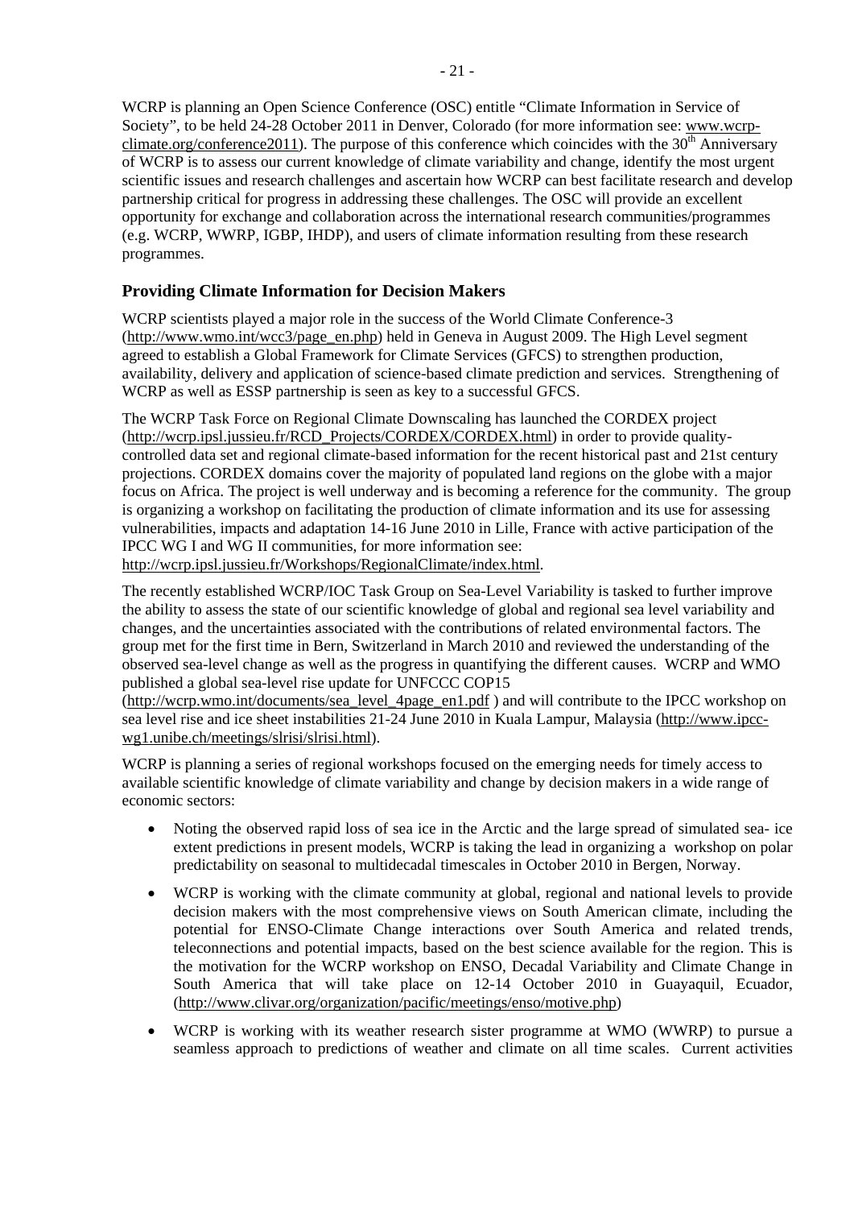WCRP is planning an Open Science Conference (OSC) entitle "Climate Information in Service of Society", to be held 24-28 October 2011 in Denver, Colorado (for more information see: www.wcrp-climate.org/conference2011). The purpose of this conference which coincides with the 30th Anniversary of WCRP is to assess our current knowledge of climate variability and change, identify the most urgent scientific issues and research challenges and ascertain how WCRP can best facilitate research and develop partnership critical for progress in addressing these challenges. The OSC will provide an excellent opportunity for exchange and collaboration across the international research communities/programmes (e.g. WCRP, WWRP, IGBP, IHDP), and users of climate information resulting from these research programmes.

### Providing Climate Information for Decision Makers

WCRP scientists played a major role in the success of the World Climate Conference-3 (http://www.wmo.int/wcc3/page_en.php) held in Geneva in August 2009. The High Level segment agreed to establish a Global Framework for Climate Services (GFCS) to strengthen production, availability, delivery and application of science-based climate prediction and services. Strengthening of WCRP as well as ESSP partnership is seen as key to a successful GFCS.

The WCRP Task Force on Regional Climate Downscaling has launched the CORDEX project (http://wcrp.ipsl.jussieu.fr/RCD_Projects/CORDEX/CORDEX.html) in order to provide quality-controlled data set and regional climate-based information for the recent historical past and 21st century projections. CORDEX domains cover the majority of populated land regions on the globe with a major focus on Africa. The project is well underway and is becoming a reference for the community. The group is organizing a workshop on facilitating the production of climate information and its use for assessing vulnerabilities, impacts and adaptation 14-16 June 2010 in Lille, France with active participation of the IPCC WG I and WG II communities, for more information see: http://wcrp.ipsl.jussieu.fr/Workshops/RegionalClimate/index.html.

The recently established WCRP/IOC Task Group on Sea-Level Variability is tasked to further improve the ability to assess the state of our scientific knowledge of global and regional sea level variability and changes, and the uncertainties associated with the contributions of related environmental factors. The group met for the first time in Bern, Switzerland in March 2010 and reviewed the understanding of the observed sea-level change as well as the progress in quantifying the different causes. WCRP and WMO published a global sea-level rise update for UNFCCC COP15 (http://wcrp.wmo.int/documents/sea_level_4page_en1.pdf ) and will contribute to the IPCC workshop on sea level rise and ice sheet instabilities 21-24 June 2010 in Kuala Lampur, Malaysia (http://www.ipcc-wg1.unibe.ch/meetings/slrisi/slrisi.html).

WCRP is planning a series of regional workshops focused on the emerging needs for timely access to available scientific knowledge of climate variability and change by decision makers in a wide range of economic sectors:

- Noting the observed rapid loss of sea ice in the Arctic and the large spread of simulated sea- ice extent predictions in present models, WCRP is taking the lead in organizing a workshop on polar predictability on seasonal to multidecadal timescales in October 2010 in Bergen, Norway.
- WCRP is working with the climate community at global, regional and national levels to provide decision makers with the most comprehensive views on South American climate, including the potential for ENSO-Climate Change interactions over South America and related trends, teleconnections and potential impacts, based on the best science available for the region. This is the motivation for the WCRP workshop on ENSO, Decadal Variability and Climate Change in South America that will take place on 12-14 October 2010 in Guayaquil, Ecuador, (http://www.clivar.org/organization/pacific/meetings/enso/motive.php)
- WCRP is working with its weather research sister programme at WMO (WWRP) to pursue a seamless approach to predictions of weather and climate on all time scales. Current activities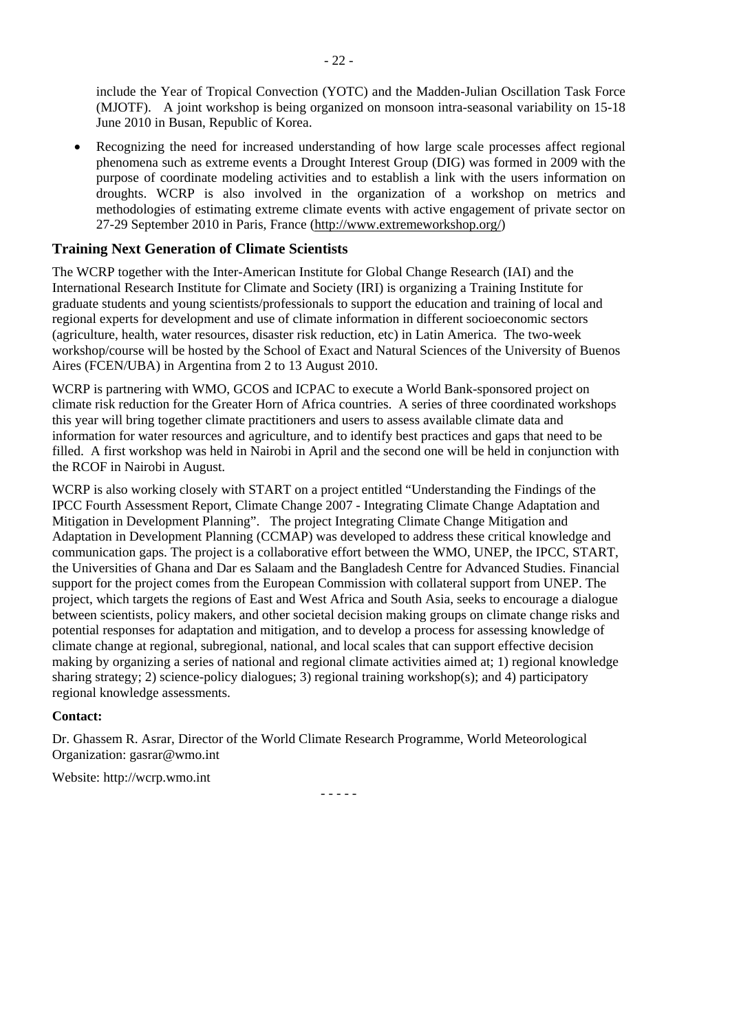include the Year of Tropical Convection (YOTC) and the Madden-Julian Oscillation Task Force (MJOTF). A joint workshop is being organized on monsoon intra-seasonal variability on 15-18 June 2010 in Busan, Republic of Korea.

- Recognizing the need for increased understanding of how large scale processes affect regional phenomena such as extreme events a Drought Interest Group (DIG) was formed in 2009 with the purpose of coordinate modeling activities and to establish a link with the users information on droughts. WCRP is also involved in the organization of a workshop on metrics and methodologies of estimating extreme climate events with active engagement of private sector on 27-29 September 2010 in Paris, France (http://www.extremeworkshop.org/)

### Training Next Generation of Climate Scientists

The WCRP together with the Inter-American Institute for Global Change Research (IAI) and the International Research Institute for Climate and Society (IRI) is organizing a Training Institute for graduate students and young scientists/professionals to support the education and training of local and regional experts for development and use of climate information in different socioeconomic sectors (agriculture, health, water resources, disaster risk reduction, etc) in Latin America. The two-week workshop/course will be hosted by the School of Exact and Natural Sciences of the University of Buenos Aires (FCEN/UBA) in Argentina from 2 to 13 August 2010.

WCRP is partnering with WMO, GCOS and ICPAC to execute a World Bank-sponsored project on climate risk reduction for the Greater Horn of Africa countries. A series of three coordinated workshops this year will bring together climate practitioners and users to assess available climate data and information for water resources and agriculture, and to identify best practices and gaps that need to be filled. A first workshop was held in Nairobi in April and the second one will be held in conjunction with the RCOF in Nairobi in August.

WCRP is also working closely with START on a project entitled "Understanding the Findings of the IPCC Fourth Assessment Report, Climate Change 2007 - Integrating Climate Change Adaptation and Mitigation in Development Planning". The project Integrating Climate Change Mitigation and Adaptation in Development Planning (CCMAP) was developed to address these critical knowledge and communication gaps. The project is a collaborative effort between the WMO, UNEP, the IPCC, START, the Universities of Ghana and Dar es Salaam and the Bangladesh Centre for Advanced Studies. Financial support for the project comes from the European Commission with collateral support from UNEP. The project, which targets the regions of East and West Africa and South Asia, seeks to encourage a dialogue between scientists, policy makers, and other societal decision making groups on climate change risks and potential responses for adaptation and mitigation, and to develop a process for assessing knowledge of climate change at regional, subregional, national, and local scales that can support effective decision making by organizing a series of national and regional climate activities aimed at; 1) regional knowledge sharing strategy; 2) science-policy dialogues; 3) regional training workshop(s); and 4) participatory regional knowledge assessments.

**Contact:**

Dr. Ghassem R. Asrar, Director of the World Climate Research Programme, World Meteorological Organization: gasrar@wmo.int

Website: http://wcrp.wmo.int

- - - - -